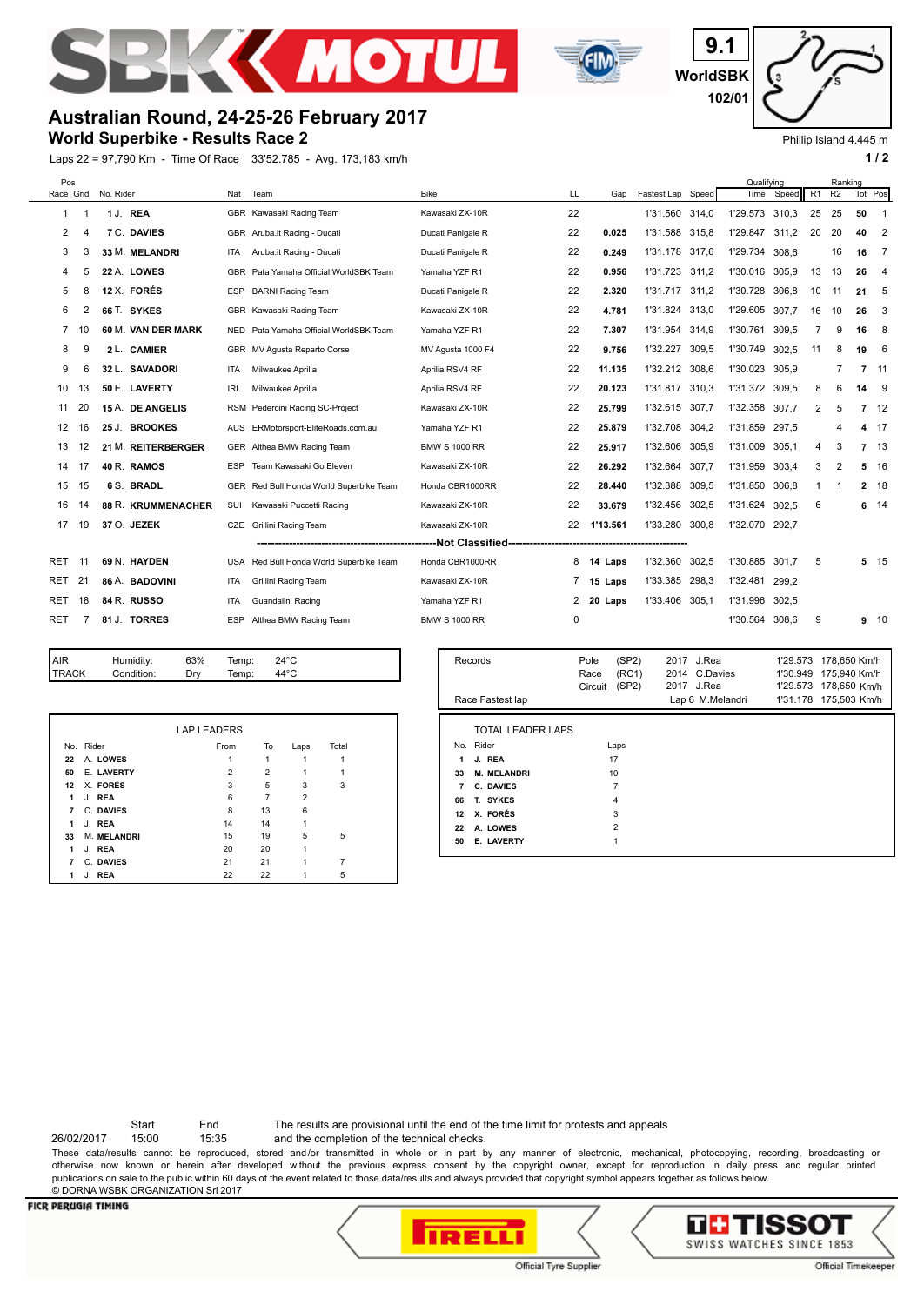# Australian Round, 24-25-26 February 2017

## World Superbike - Results Race 2

9.1 WorldSBK 102/01

Phillip Island 4.445 m

Laps 22 = 97,790 Km - Time Of Race 33'52.785 - Avg. 173,183 km/h

| Pos Race | Pos Grid | No. | Rider | Nat | Team | Bike | LL | Gap | Fastest Lap | Speed | Qualifying Time | Qualifying Speed | Ranking R1 | Ranking R2 | Ranking Tot | Ranking Pos |
|---|---|---|---|---|---|---|---|---|---|---|---|---|---|---|---|---|
| 1 | 1 | 1 | J. **REA** | GBR | Kawasaki Racing Team | Kawasaki ZX-10R | 22 | | 1'31.560 | 314,0 | 1'29.573 | 310,3 | 25 | 25 | **50** | 1 |
| 2 | 4 | 7 | C. **DAVIES** | GBR | Aruba.it Racing - Ducati | Ducati Panigale R | 22 | **0.025** | 1'31.588 | 315,8 | 1'29.847 | 311,2 | 20 | 20 | **40** | 2 |
| 3 | 3 | 33 | M. **MELANDRI** | ITA | Aruba.it Racing - Ducati | Ducati Panigale R | 22 | **0.249** | 1'31.178 | 317,6 | 1'29.734 | 308,6 | | 16 | **16** | 7 |
| 4 | 5 | 22 | A. **LOWES** | GBR | Pata Yamaha Official WorldSBK Team | Yamaha YZF R1 | 22 | **0.956** | 1'31.723 | 311,2 | 1'30.016 | 305,9 | 13 | 13 | **26** | 4 |
| 5 | 8 | 12 | X. **FORÉS** | ESP | BARNI Racing Team | Ducati Panigale R | 22 | **2.320** | 1'31.717 | 311,2 | 1'30.728 | 306,8 | 10 | 11 | **21** | 5 |
| 6 | 2 | 66 | T. **SYKES** | GBR | Kawasaki Racing Team | Kawasaki ZX-10R | 22 | **4.781** | 1'31.824 | 313,0 | 1'29.605 | 307,7 | 16 | 10 | **26** | 3 |
| 7 | 10 | 60 | M. **VAN DER MARK** | NED | Pata Yamaha Official WorldSBK Team | Yamaha YZF R1 | 22 | **7.307** | 1'31.954 | 314,9 | 1'30.761 | 309,5 | 7 | 9 | **16** | 8 |
| 8 | 9 | 2 | L. **CAMIER** | GBR | MV Agusta Reparto Corse | MV Agusta 1000 F4 | 22 | **9.756** | 1'32.227 | 309,5 | 1'30.749 | 302,5 | 11 | 8 | **19** | 6 |
| 9 | 6 | 32 | L. **SAVADORI** | ITA | Milwaukee Aprilia | Aprilia RSV4 RF | 22 | **11.135** | 1'32.212 | 308,6 | 1'30.023 | 305,9 | | 7 | **7** | 11 |
| 10 | 13 | 50 | E. **LAVERTY** | IRL | Milwaukee Aprilia | Aprilia RSV4 RF | 22 | **20.123** | 1'31.817 | 310,3 | 1'31.372 | 309,5 | 8 | 6 | **14** | 9 |
| 11 | 20 | 15 | A. **DE ANGELIS** | RSM | Pedercini Racing SC-Project | Kawasaki ZX-10R | 22 | **25.799** | 1'32.615 | 307,7 | 1'32.358 | 307,7 | 2 | 5 | **7** | 12 |
| 12 | 16 | 25 | J. **BROOKES** | AUS | ERMotorsport-EliteRoads.com.au | Yamaha YZF R1 | 22 | **25.879** | 1'32.708 | 304,2 | 1'31.859 | 297,5 | | 4 | **4** | 17 |
| 13 | 12 | 21 | M. **REITERBERGER** | GER | Althea BMW Racing Team | BMW S 1000 RR | 22 | **25.917** | 1'32.606 | 305,9 | 1'31.009 | 305,1 | 4 | 3 | **7** | 13 |
| 14 | 17 | 40 | R. **RAMOS** | ESP | Team Kawasaki Go Eleven | Kawasaki ZX-10R | 22 | **26.292** | 1'32.664 | 307,7 | 1'31.959 | 303,4 | 3 | 2 | **5** | 16 |
| 15 | 15 | 6 | S. **BRADL** | GER | Red Bull Honda World Superbike Team | Honda CBR1000RR | 22 | **28.440** | 1'32.388 | 309,5 | 1'31.850 | 306,8 | 1 | 1 | **2** | 18 |
| 16 | 14 | 88 | R. **KRUMMENACHER** | SUI | Kawasaki Puccetti Racing | Kawasaki ZX-10R | 22 | **33.679** | 1'32.456 | 302,5 | 1'31.624 | 302,5 | 6 | | **6** | 14 |
| 17 | 19 | 37 | O. **JEZEK** | CZE | Grillini Racing Team | Kawasaki ZX-10R | 22 | **1'13.561** | 1'33.280 | 300,8 | 1'32.070 | 292,7 | | | | |
| | | | | | **Not Classified** | | | | | | | | | | | |
| RET | 11 | 69 | N. **HAYDEN** | USA | Red Bull Honda World Superbike Team | Honda CBR1000RR | 8 | **14 Laps** | 1'32.360 | 302,5 | 1'30.885 | 301,7 | 5 | | **5** | 15 |
| RET | 21 | 86 | A. **BADOVINI** | ITA | Grillini Racing Team | Kawasaki ZX-10R | 7 | **15 Laps** | 1'33.385 | 298,3 | 1'32.481 | 299,2 | | | | |
| RET | 18 | 84 | R. **RUSSO** | ITA | Guandalini Racing | Yamaha YZF R1 | 2 | **20 Laps** | 1'33.406 | 305,1 | 1'31.996 | 302,5 | | | | |
| RET | 7 | 81 | J. **TORRES** | ESP | Althea BMW Racing Team | BMW S 1000 RR | 0 | | | | 1'30.564 | 308,6 | 9 | | **9** | 10 |

| | | | | |
|---|---|---|---|---|
| AIR | Humidity: | 63% | Temp: | 24°C |
| TRACK | Condition: | Dry | Temp: | 44°C |

| Records | | | | | | |
|---|---|---|---|---|---|---|
| | Pole | (SP2) | 2017 | J.Rea | 1'29.573 | 178,650 Km/h |
| | Race | (RC1) | 2014 | C.Davies | 1'30.949 | 175,940 Km/h |
| | Circuit | (SP2) | 2017 | J.Rea | 1'29.573 | 178,650 Km/h |
| Race Fastest lap | | | Lap 6 | M.Melandri | 1'31.178 | 175,503 Km/h |

**LAP LEADERS**

| No. | Rider | From | To | Laps | Total |
|---|---|---|---|---|---|
| 22 | A. **LOWES** | 1 | 1 | 1 | 1 |
| 50 | E. **LAVERTY** | 2 | 2 | 1 | 1 |
| 12 | X. **FORÉS** | 3 | 5 | 3 | 3 |
| 1 | J. **REA** | 6 | 7 | 2 | |
| 7 | C. **DAVIES** | 8 | 13 | 6 | |
| 1 | J. **REA** | 14 | 14 | 1 | |
| 33 | M. **MELANDRI** | 15 | 19 | 5 | 5 |
| 1 | J. **REA** | 20 | 20 | 1 | |
| 7 | C. **DAVIES** | 21 | 21 | 1 | 7 |
| 1 | J. **REA** | 22 | 22 | 1 | 5 |

**TOTAL LEADER LAPS**

| No. | Rider | Laps |
|---|---|---|
| 1 | J. **REA** | 17 |
| 33 | M. **MELANDRI** | 10 |
| 7 | C. **DAVIES** | 7 |
| 66 | T. **SYKES** | 4 |
| 12 | X. **FORÉS** | 3 |
| 22 | A. **LOWES** | 2 |
| 50 | E. **LAVERTY** | 1 |

| | Start | End |
|---|---|---|
| 26/02/2017 | 15:00 | 15:35 |

The results are provisional until the end of the time limit for protests and appeals and the completion of the technical checks.

These data/results cannot be reproduced, stored and/or transmitted in whole or in part by any manner of electronic, mechanical, photocopying, recording, broadcasting or otherwise now known or herein after developed without the previous express consent by the copyright owner, except for reproduction in daily press and regular printed publications on sale to the public within 60 days of the event related to those data/results and always provided that copyright symbol appears together as follows below.
© DORNA WSBK ORGANIZATION Srl 2017

FICR PERUGIA TIMING

Official Tyre Supplier — PIRELLI

Official Timekeeper — TISSOT SWISS WATCHES SINCE 1853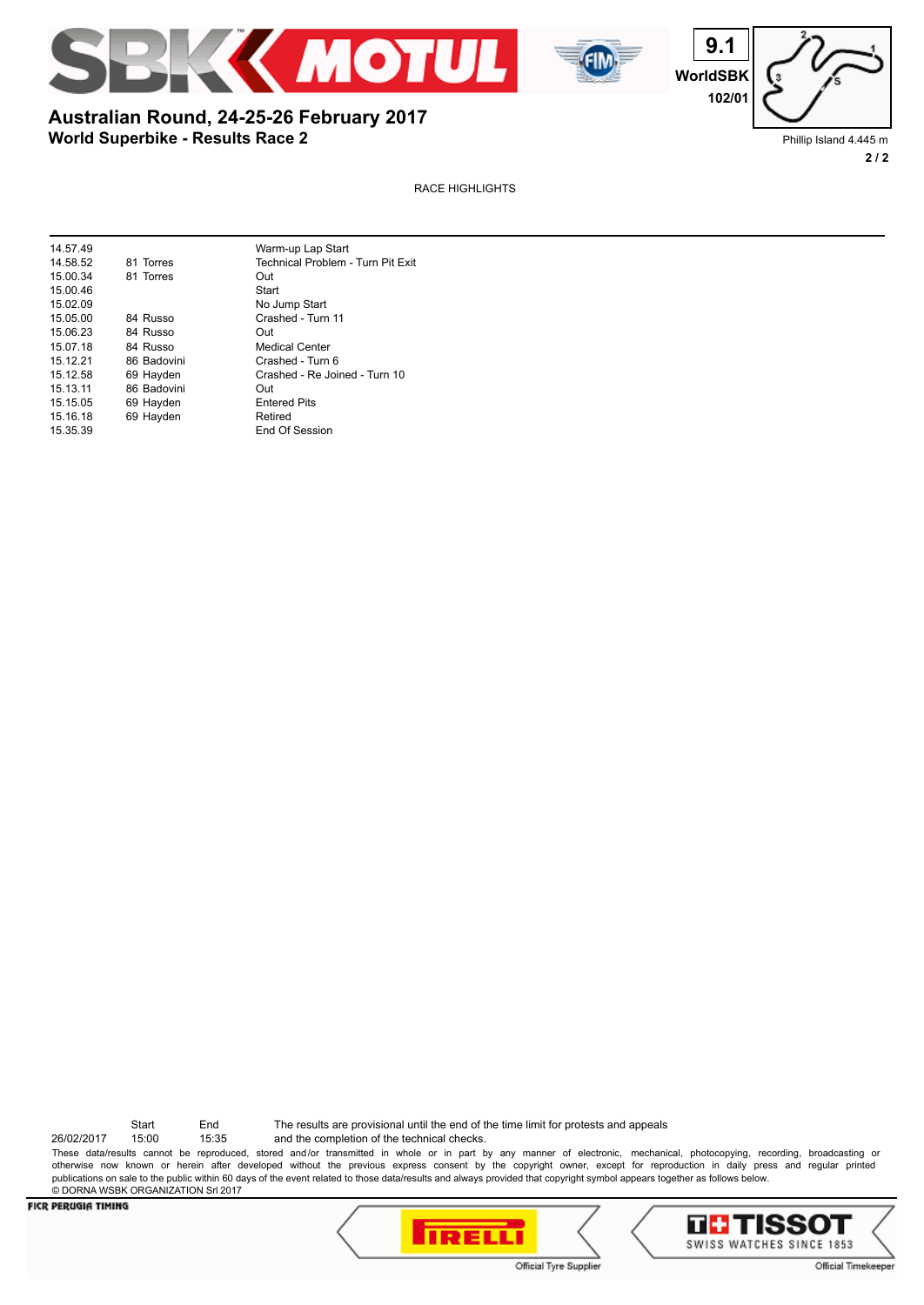# Australian Round, 24-25-26 February 2017

## World Superbike - Results Race 2

9.1
WorldSBK
102/01

Phillip Island 4.445 m

RACE HIGHLIGHTS

| | | |
|---|---|---|
| 14.57.49 | | Warm-up Lap Start |
| 14.58.52 | 81 Torres | Technical Problem - Turn Pit Exit |
| 15.00.34 | 81 Torres | Out |
| 15.00.46 | | Start |
| 15.02.09 | | No Jump Start |
| 15.05.00 | 84 Russo | Crashed - Turn 11 |
| 15.06.23 | 84 Russo | Out |
| 15.07.18 | 84 Russo | Medical Center |
| 15.12.21 | 86 Badovini | Crashed - Turn 6 |
| 15.12.58 | 69 Hayden | Crashed - Re Joined - Turn 10 |
| 15.13.11 | 86 Badovini | Out |
| 15.15.05 | 69 Hayden | Entered Pits |
| 15.16.18 | 69 Hayden | Retired |
| 15.35.39 | | End Of Session |

| | Start | End |
|---|---|---|
| 26/02/2017 | 15:00 | 15:35 |

The results are provisional until the end of the time limit for protests and appeals and the completion of the technical checks.

These data/results cannot be reproduced, stored and/or transmitted in whole or in part by any manner of electronic, mechanical, photocopying, recording, broadcasting or otherwise now known or herein after developed without the previous express consent by the copyright owner, except for reproduction in daily press and regular printed publications on sale to the public within 60 days of the event related to those data/results and always provided that copyright symbol appears together as follows below.

© DORNA WSBK ORGANIZATION Srl 2017

FICR PERUGIA TIMING

Official Tyre Supplier — Official Timekeeper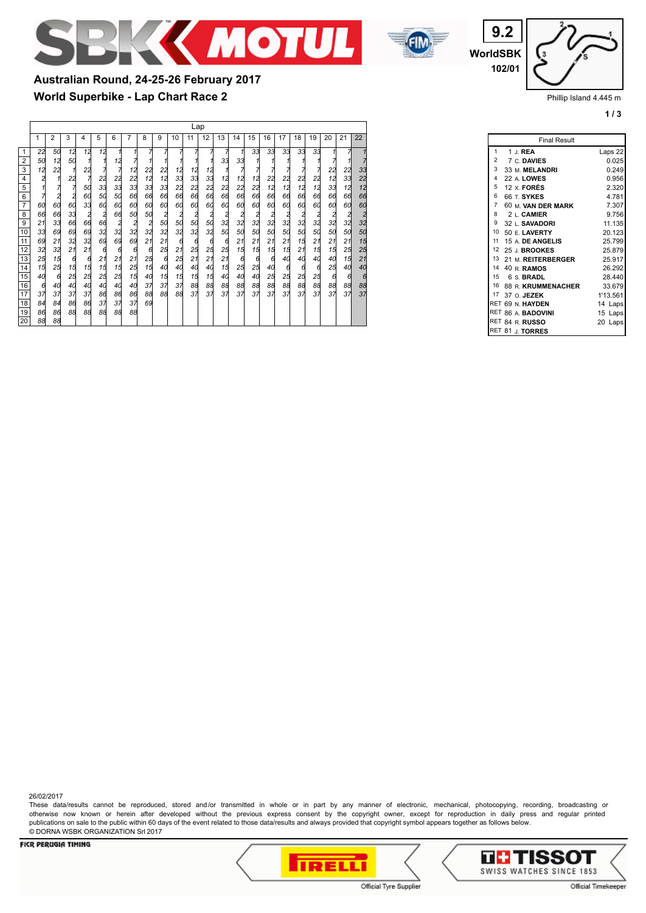# Australian Round, 24-25-26 February 2017

## World Superbike - Lap Chart Race 2

9.2
WorldSBK
102/01

Phillip Island 4.445 m

| Pos | Lap 1 | 2 | 3 | 4 | 5 | 6 | 7 | 8 | 9 | 10 | 11 | 12 | 13 | 14 | 15 | 16 | 17 | 18 | 19 | 20 | 21 | 22 |
|---|---|---|---|---|---|---|---|---|---|---|---|---|---|---|---|---|---|---|---|---|---|---|
| 1 | 22 | 50 | 12 | 12 | 12 | 1 | 1 | 7 | 7 | 7 | 7 | 7 | 7 | 1 | 33 | 33 | 33 | 33 | 33 | 1 | 7 | 1 |
| 2 | 50 | 12 | 50 | 1 | 1 | 12 | 7 | 1 | 1 | 1 | 1 | 1 | 33 | 33 | 1 | 1 | 1 | 1 | 1 | 7 | 1 | 7 |
| 3 | 12 | 22 | 1 | 22 | 7 | 7 | 12 | 22 | 22 | 12 | 12 | 12 | 1 | 7 | 7 | 7 | 7 | 7 | 7 | 22 | 22 | 33 |
| 4 | 2 | 1 | 22 | 7 | 22 | 22 | 22 | 12 | 12 | 33 | 33 | 33 | 12 | 12 | 12 | 22 | 22 | 22 | 22 | 12 | 33 | 22 |
| 5 | 1 | 7 | 7 | 50 | 33 | 33 | 33 | 33 | 33 | 22 | 22 | 22 | 22 | 22 | 22 | 12 | 12 | 12 | 12 | 33 | 12 | 12 |
| 6 | 7 | 2 | 2 | 60 | 50 | 50 | 66 | 66 | 66 | 66 | 66 | 66 | 66 | 66 | 66 | 66 | 66 | 66 | 66 | 66 | 66 | 66 |
| 7 | 60 | 60 | 60 | 33 | 60 | 60 | 60 | 60 | 60 | 60 | 60 | 60 | 60 | 60 | 60 | 60 | 60 | 60 | 60 | 60 | 60 | 60 |
| 8 | 66 | 66 | 33 | 2 | 2 | 66 | 50 | 50 | 2 | 2 | 2 | 2 | 2 | 2 | 2 | 2 | 2 | 2 | 2 | 2 | 2 | 2 |
| 9 | 21 | 33 | 66 | 66 | 66 | 2 | 2 | 2 | 50 | 50 | 50 | 50 | 32 | 32 | 32 | 32 | 32 | 32 | 32 | 32 | 32 | 32 |
| 10 | 33 | 69 | 69 | 69 | 32 | 32 | 32 | 32 | 32 | 32 | 32 | 32 | 50 | 50 | 50 | 50 | 50 | 50 | 50 | 50 | 50 | 50 |
| 11 | 69 | 21 | 32 | 32 | 69 | 69 | 69 | 21 | 21 | 6 | 6 | 6 | 6 | 21 | 21 | 21 | 21 | 15 | 21 | 21 | 21 | 15 |
| 12 | 32 | 32 | 21 | 21 | 6 | 6 | 6 | 6 | 25 | 21 | 25 | 25 | 25 | 15 | 15 | 15 | 15 | 21 | 15 | 15 | 25 | 25 |
| 13 | 25 | 15 | 6 | 6 | 21 | 21 | 21 | 25 | 6 | 25 | 21 | 21 | 21 | 6 | 6 | 6 | 40 | 40 | 40 | 40 | 15 | 21 |
| 14 | 15 | 25 | 15 | 15 | 15 | 15 | 25 | 15 | 40 | 40 | 40 | 40 | 15 | 25 | 25 | 40 | 6 | 6 | 6 | 25 | 40 | 40 |
| 15 | 40 | 6 | 25 | 25 | 25 | 25 | 15 | 40 | 15 | 15 | 15 | 15 | 40 | 40 | 40 | 25 | 25 | 25 | 25 | 6 | 6 | 6 |
| 16 | 6 | 40 | 40 | 40 | 40 | 40 | 40 | 37 | 37 | 37 | 88 | 88 | 88 | 88 | 88 | 88 | 88 | 88 | 88 | 88 | 88 | 88 |
| 17 | 37 | 37 | 37 | 37 | 86 | 86 | 86 | 88 | 88 | 88 | 37 | 37 | 37 | 37 | 37 | 37 | 37 | 37 | 37 | 37 | 37 | 37 |
| 18 | 84 | 84 | 86 | 86 | 37 | 37 | 37 | 69 | | | | | | | | | | | | | | |
| 19 | 86 | 86 | 88 | 88 | 88 | 88 | 88 | | | | | | | | | | | | | | | |
| 20 | 88 | 88 | | | | | | | | | | | | | | | | | | | | |

**Final Result**

| Pos | No. | Rider | Laps 22 |
|---|---|---|---|
| 1 | 1 | J. **REA** | Laps 22 |
| 2 | 7 | C. **DAVIES** | 0.025 |
| 3 | 33 | M. **MELANDRI** | 0.249 |
| 4 | 22 | A. **LOWES** | 0.956 |
| 5 | 12 | X. **FORÉS** | 2.320 |
| 6 | 66 | T. **SYKES** | 4.781 |
| 7 | 60 | M. **VAN DER MARK** | 7.307 |
| 8 | 2 | L. **CAMIER** | 9.756 |
| 9 | 32 | L. **SAVADORI** | 11.135 |
| 10 | 50 | E. **LAVERTY** | 20.123 |
| 11 | 15 | A. **DE ANGELIS** | 25.799 |
| 12 | 25 | J. **BROOKES** | 25.879 |
| 13 | 21 | M. **REITERBERGER** | 25.917 |
| 14 | 40 | R. **RAMOS** | 26.292 |
| 15 | 6 | S. **BRADL** | 28.440 |
| 16 | 88 | R. **KRUMMENACHER** | 33.679 |
| 17 | 37 | O. **JEZEK** | 1'13.561 |
| RET | 69 | N. **HAYDEN** | 14 Laps |
| RET | 86 | A. **BADOVINI** | 15 Laps |
| RET | 84 | R. **RUSSO** | 20 Laps |
| RET | 81 | J. **TORRES** | |

26/02/2017

These data/results cannot be reproduced, stored and/or transmitted in whole or in part by any manner of electronic, mechanical, photocopying, recording, broadcasting or otherwise now known or herein after developed without the previous express consent by the copyright owner, except for reproduction in daily press and regular printed publications on sale to the public within 60 days of the event related to those data/results and always provided that copyright symbol appears together as follows below.

© DORNA WSBK ORGANIZATION Srl 2017

FICR PERUGIA TIMING

Official Tyre Supplier

Official Timekeeper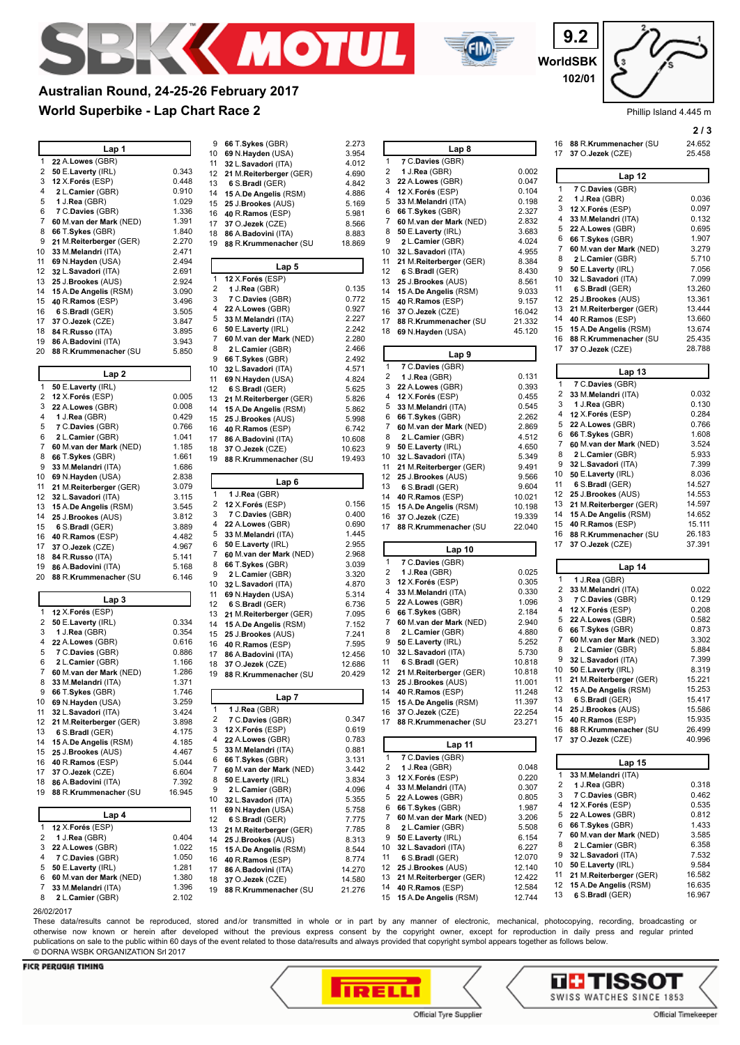# Australian Round, 24-25-26 February 2017

## World Superbike - Lap Chart Race 2

9.2 WorldSBK 102/01

Phillip Island 4.445 m

### Lap 1

| Pos | Rider | Gap |
|---|---|---|
| 1 | 22 A.Lowes (GBR) | |
| 2 | 50 E.Laverty (IRL) | 0.343 |
| 3 | 12 X.Forés (ESP) | 0.448 |
| 4 | 2 L.Camier (GBR) | 0.910 |
| 5 | 1 J.Rea (GBR) | 1.029 |
| 6 | 7 C.Davies (GBR) | 1.336 |
| 7 | 60 M.van der Mark (NED) | 1.391 |
| 8 | 66 T.Sykes (GBR) | 1.840 |
| 9 | 21 M.Reiterberger (GER) | 2.270 |
| 10 | 33 M.Melandri (ITA) | 2.471 |
| 11 | 69 N.Hayden (USA) | 2.494 |
| 12 | 32 L.Savadori (ITA) | 2.691 |
| 13 | 25 J.Brookes (AUS) | 2.924 |
| 14 | 15 A.De Angelis (RSM) | 3.090 |
| 15 | 40 R.Ramos (ESP) | 3.496 |
| 16 | 6 S.Bradl (GER) | 3.505 |
| 17 | 37 O.Jezek (CZE) | 3.847 |
| 18 | 84 R.Russo (ITA) | 3.895 |
| 19 | 86 A.Badovini (ITA) | 3.943 |
| 20 | 88 R.Krummenacher (SUI) | 5.850 |

### Lap 2

| Pos | Rider | Gap |
|---|---|---|
| 1 | 50 E.Laverty (IRL) | |
| 2 | 12 X.Forés (ESP) | 0.005 |
| 3 | 22 A.Lowes (GBR) | 0.008 |
| 4 | 1 J.Rea (GBR) | 0.429 |
| 5 | 7 C.Davies (GBR) | 0.766 |
| 6 | 2 L.Camier (GBR) | 1.041 |
| 7 | 60 M.van der Mark (NED) | 1.185 |
| 8 | 66 T.Sykes (GBR) | 1.661 |
| 9 | 33 M.Melandri (ITA) | 1.686 |
| 10 | 69 N.Hayden (USA) | 2.838 |
| 11 | 21 M.Reiterberger (GER) | 3.079 |
| 12 | 32 L.Savadori (ITA) | 3.115 |
| 13 | 15 A.De Angelis (RSM) | 3.545 |
| 14 | 25 J.Brookes (AUS) | 3.812 |
| 15 | 6 S.Bradl (GER) | 3.889 |
| 16 | 40 R.Ramos (ESP) | 4.482 |
| 17 | 37 O.Jezek (CZE) | 4.967 |
| 18 | 84 R.Russo (ITA) | 5.141 |
| 19 | 86 A.Badovini (ITA) | 5.168 |
| 20 | 88 R.Krummenacher (SUI) | 6.146 |

### Lap 3

| Pos | Rider | Gap |
|---|---|---|
| 1 | 12 X.Forés (ESP) | |
| 2 | 50 E.Laverty (IRL) | 0.334 |
| 3 | 1 J.Rea (GBR) | 0.354 |
| 4 | 22 A.Lowes (GBR) | 0.616 |
| 5 | 7 C.Davies (GBR) | 0.886 |
| 6 | 2 L.Camier (GBR) | 1.166 |
| 7 | 60 M.van der Mark (NED) | 1.286 |
| 8 | 33 M.Melandri (ITA) | 1.371 |
| 9 | 66 T.Sykes (GBR) | 1.746 |
| 10 | 69 N.Hayden (USA) | 3.259 |
| 11 | 32 L.Savadori (ITA) | 3.424 |
| 12 | 21 M.Reiterberger (GER) | 3.898 |
| 13 | 6 S.Bradl (GER) | 4.175 |
| 14 | 15 A.De Angelis (RSM) | 4.185 |
| 15 | 25 J.Brookes (AUS) | 4.467 |
| 16 | 40 R.Ramos (ESP) | 5.044 |
| 17 | 37 O.Jezek (CZE) | 6.604 |
| 18 | 86 A.Badovini (ITA) | 7.392 |
| 19 | 88 R.Krummenacher (SUI) | 16.945 |

### Lap 4

| Pos | Rider | Gap |
|---|---|---|
| 1 | 12 X.Forés (ESP) | |
| 2 | 1 J.Rea (GBR) | 0.404 |
| 3 | 22 A.Lowes (GBR) | 1.022 |
| 4 | 7 C.Davies (GBR) | 1.050 |
| 5 | 50 E.Laverty (IRL) | 1.281 |
| 6 | 60 M.van der Mark (NED) | 1.380 |
| 7 | 33 M.Melandri (ITA) | 1.396 |
| 8 | 2 L.Camier (GBR) | 2.102 |
| 9 | 66 T.Sykes (GBR) | 2.273 |
| 10 | 69 N.Hayden (USA) | 3.954 |
| 11 | 32 L.Savadori (ITA) | 4.012 |
| 12 | 21 M.Reiterberger (GER) | 4.690 |
| 13 | 6 S.Bradl (GER) | 4.842 |
| 14 | 15 A.De Angelis (RSM) | 4.886 |
| 15 | 25 J.Brookes (AUS) | 5.169 |
| 16 | 40 R.Ramos (ESP) | 5.981 |
| 17 | 37 O.Jezek (CZE) | 8.566 |
| 18 | 86 A.Badovini (ITA) | 8.883 |
| 19 | 88 R.Krummenacher (SUI) | 18.869 |

### Lap 5

| Pos | Rider | Gap |
|---|---|---|
| 1 | 12 X.Forés (ESP) | |
| 2 | 1 J.Rea (GBR) | 0.135 |
| 3 | 7 C.Davies (GBR) | 0.772 |
| 4 | 22 A.Lowes (GBR) | 0.927 |
| 5 | 33 M.Melandri (ITA) | 2.227 |
| 6 | 50 E.Laverty (IRL) | 2.242 |
| 7 | 60 M.van der Mark (NED) | 2.280 |
| 8 | 2 L.Camier (GBR) | 2.466 |
| 9 | 66 T.Sykes (GBR) | 2.492 |
| 10 | 32 L.Savadori (ITA) | 4.571 |
| 11 | 69 N.Hayden (USA) | 4.824 |
| 12 | 6 S.Bradl (GER) | 5.625 |
| 13 | 21 M.Reiterberger (GER) | 5.826 |
| 14 | 15 A.De Angelis (RSM) | 5.862 |
| 15 | 25 J.Brookes (AUS) | 5.998 |
| 16 | 40 R.Ramos (ESP) | 6.742 |
| 17 | 86 A.Badovini (ITA) | 10.608 |
| 18 | 37 O.Jezek (CZE) | 10.623 |
| 19 | 88 R.Krummenacher (SUI) | 19.493 |

### Lap 6

| Pos | Rider | Gap |
|---|---|---|
| 1 | 1 J.Rea (GBR) | |
| 2 | 12 X.Forés (ESP) | 0.156 |
| 3 | 7 C.Davies (GBR) | 0.400 |
| 4 | 22 A.Lowes (GBR) | 0.690 |
| 5 | 33 M.Melandri (ITA) | 1.445 |
| 6 | 50 E.Laverty (IRL) | 2.955 |
| 7 | 60 M.van der Mark (NED) | 2.968 |
| 8 | 66 T.Sykes (GBR) | 3.039 |
| 9 | 2 L.Camier (GBR) | 3.320 |
| 10 | 32 L.Savadori (ITA) | 4.870 |
| 11 | 69 N.Hayden (USA) | 5.314 |
| 12 | 6 S.Bradl (GER) | 6.736 |
| 13 | 21 M.Reiterberger (GER) | 7.095 |
| 14 | 15 A.De Angelis (RSM) | 7.152 |
| 15 | 25 J.Brookes (AUS) | 7.241 |
| 16 | 40 R.Ramos (ESP) | 7.595 |
| 17 | 86 A.Badovini (ITA) | 12.456 |
| 18 | 37 O.Jezek (CZE) | 12.686 |
| 19 | 88 R.Krummenacher (SUI) | 20.429 |

### Lap 7

| Pos | Rider | Gap |
|---|---|---|
| 1 | 1 J.Rea (GBR) | |
| 2 | 7 C.Davies (GBR) | 0.347 |
| 3 | 12 X.Forés (ESP) | 0.619 |
| 4 | 22 A.Lowes (GBR) | 0.783 |
| 5 | 33 M.Melandri (ITA) | 0.881 |
| 6 | 66 T.Sykes (GBR) | 3.131 |
| 7 | 60 M.van der Mark (NED) | 3.442 |
| 8 | 50 E.Laverty (IRL) | 3.834 |
| 9 | 2 L.Camier (GBR) | 4.096 |
| 10 | 32 L.Savadori (ITA) | 5.355 |
| 11 | 69 N.Hayden (USA) | 5.758 |
| 12 | 6 S.Bradl (GER) | 7.775 |
| 13 | 21 M.Reiterberger (GER) | 7.785 |
| 14 | 25 J.Brookes (AUS) | 8.313 |
| 15 | 15 A.De Angelis (RSM) | 8.544 |
| 16 | 40 R.Ramos (ESP) | 8.774 |
| 17 | 86 A.Badovini (ITA) | 14.270 |
| 18 | 37 O.Jezek (CZE) | 14.580 |
| 19 | 88 R.Krummenacher (SUI) | 21.276 |

### Lap 8

| Pos | Rider | Gap |
|---|---|---|
| 1 | 7 C.Davies (GBR) | |
| 2 | 1 J.Rea (GBR) | 0.002 |
| 3 | 22 A.Lowes (GBR) | 0.047 |
| 4 | 12 X.Forés (ESP) | 0.104 |
| 5 | 33 M.Melandri (ITA) | 0.198 |
| 6 | 66 T.Sykes (GBR) | 2.327 |
| 7 | 60 M.van der Mark (NED) | 2.832 |
| 8 | 50 E.Laverty (IRL) | 3.683 |
| 9 | 2 L.Camier (GBR) | 4.024 |
| 10 | 32 L.Savadori (ITA) | 4.955 |
| 11 | 21 M.Reiterberger (GER) | 8.384 |
| 12 | 6 S.Bradl (GER) | 8.430 |
| 13 | 25 J.Brookes (AUS) | 8.561 |
| 14 | 15 A.De Angelis (RSM) | 9.033 |
| 15 | 40 R.Ramos (ESP) | 9.157 |
| 16 | 37 O.Jezek (CZE) | 16.042 |
| 17 | 88 R.Krummenacher (SUI) | 21.332 |
| 18 | 69 N.Hayden (USA) | 45.120 |

### Lap 9

| Pos | Rider | Gap |
|---|---|---|
| 1 | 7 C.Davies (GBR) | |
| 2 | 1 J.Rea (GBR) | 0.131 |
| 3 | 22 A.Lowes (GBR) | 0.393 |
| 4 | 12 X.Forés (ESP) | 0.455 |
| 5 | 33 M.Melandri (ITA) | 0.545 |
| 6 | 66 T.Sykes (GBR) | 2.262 |
| 7 | 60 M.van der Mark (NED) | 2.869 |
| 8 | 2 L.Camier (GBR) | 4.512 |
| 9 | 50 E.Laverty (IRL) | 4.650 |
| 10 | 32 L.Savadori (ITA) | 5.349 |
| 11 | 21 M.Reiterberger (GER) | 9.491 |
| 12 | 25 J.Brookes (AUS) | 9.566 |
| 13 | 6 S.Bradl (GER) | 9.604 |
| 14 | 40 R.Ramos (ESP) | 10.021 |
| 15 | 15 A.De Angelis (RSM) | 10.198 |
| 16 | 37 O.Jezek (CZE) | 19.339 |
| 17 | 88 R.Krummenacher (SUI) | 22.040 |

### Lap 10

| Pos | Rider | Gap |
|---|---|---|
| 1 | 7 C.Davies (GBR) | |
| 2 | 1 J.Rea (GBR) | 0.025 |
| 3 | 12 X.Forés (ESP) | 0.305 |
| 4 | 33 M.Melandri (ITA) | 0.330 |
| 5 | 22 A.Lowes (GBR) | 1.096 |
| 6 | 66 T.Sykes (GBR) | 2.184 |
| 7 | 60 M.van der Mark (NED) | 2.940 |
| 8 | 2 L.Camier (GBR) | 4.880 |
| 9 | 50 E.Laverty (IRL) | 5.252 |
| 10 | 32 L.Savadori (ITA) | 5.730 |
| 11 | 6 S.Bradl (GER) | 10.818 |
| 12 | 21 M.Reiterberger (GER) | 10.818 |
| 13 | 25 J.Brookes (AUS) | 11.001 |
| 14 | 40 R.Ramos (ESP) | 11.248 |
| 15 | 15 A.De Angelis (RSM) | 11.397 |
| 16 | 37 O.Jezek (CZE) | 22.254 |
| 17 | 88 R.Krummenacher (SUI) | 23.271 |

### Lap 11

| Pos | Rider | Gap |
|---|---|---|
| 1 | 7 C.Davies (GBR) | |
| 2 | 1 J.Rea (GBR) | 0.048 |
| 3 | 12 X.Forés (ESP) | 0.220 |
| 4 | 33 M.Melandri (ITA) | 0.307 |
| 5 | 22 A.Lowes (GBR) | 0.805 |
| 6 | 66 T.Sykes (GBR) | 1.987 |
| 7 | 60 M.van der Mark (NED) | 3.206 |
| 8 | 2 L.Camier (GBR) | 5.508 |
| 9 | 50 E.Laverty (IRL) | 6.154 |
| 10 | 32 L.Savadori (ITA) | 6.227 |
| 11 | 6 S.Bradl (GER) | 12.070 |
| 12 | 25 J.Brookes (AUS) | 12.140 |
| 13 | 21 M.Reiterberger (GER) | 12.422 |
| 14 | 40 R.Ramos (ESP) | 12.584 |
| 15 | 15 A.De Angelis (RSM) | 12.744 |
| 16 | 88 R.Krummenacher (SUI) | 24.652 |
| 17 | 37 O.Jezek (CZE) | 25.458 |

### Lap 12

| Pos | Rider | Gap |
|---|---|---|
| 1 | 7 C.Davies (GBR) | |
| 2 | 1 J.Rea (GBR) | 0.036 |
| 3 | 12 X.Forés (ESP) | 0.097 |
| 4 | 33 M.Melandri (ITA) | 0.132 |
| 5 | 22 A.Lowes (GBR) | 0.695 |
| 6 | 66 T.Sykes (GBR) | 1.907 |
| 7 | 60 M.van der Mark (NED) | 3.279 |
| 8 | 2 L.Camier (GBR) | 5.710 |
| 9 | 50 E.Laverty (IRL) | 7.056 |
| 10 | 32 L.Savadori (ITA) | 7.099 |
| 11 | 6 S.Bradl (GER) | 13.260 |
| 12 | 25 J.Brookes (AUS) | 13.361 |
| 13 | 21 M.Reiterberger (GER) | 13.444 |
| 14 | 40 R.Ramos (ESP) | 13.660 |
| 15 | 15 A.De Angelis (RSM) | 13.674 |
| 16 | 88 R.Krummenacher (SUI) | 25.435 |
| 17 | 37 O.Jezek (CZE) | 28.788 |

### Lap 13

| Pos | Rider | Gap |
|---|---|---|
| 1 | 7 C.Davies (GBR) | |
| 2 | 33 M.Melandri (ITA) | 0.032 |
| 3 | 1 J.Rea (GBR) | 0.130 |
| 4 | 12 X.Forés (ESP) | 0.284 |
| 5 | 22 A.Lowes (GBR) | 0.766 |
| 6 | 66 T.Sykes (GBR) | 1.608 |
| 7 | 60 M.van der Mark (NED) | 3.524 |
| 8 | 2 L.Camier (GBR) | 5.933 |
| 9 | 32 L.Savadori (ITA) | 7.399 |
| 10 | 50 E.Laverty (IRL) | 8.036 |
| 11 | 6 S.Bradl (GER) | 14.527 |
| 12 | 25 J.Brookes (AUS) | 14.553 |
| 13 | 21 M.Reiterberger (GER) | 14.597 |
| 14 | 15 A.De Angelis (RSM) | 14.652 |
| 15 | 40 R.Ramos (ESP) | 15.111 |
| 16 | 88 R.Krummenacher (SUI) | 26.183 |
| 17 | 37 O.Jezek (CZE) | 37.391 |

### Lap 14

| Pos | Rider | Gap |
|---|---|---|
| 1 | 1 J.Rea (GBR) | |
| 2 | 33 M.Melandri (ITA) | 0.022 |
| 3 | 7 C.Davies (GBR) | 0.129 |
| 4 | 12 X.Forés (ESP) | 0.208 |
| 5 | 22 A.Lowes (GBR) | 0.582 |
| 6 | 66 T.Sykes (GBR) | 0.873 |
| 7 | 60 M.van der Mark (NED) | 3.302 |
| 8 | 2 L.Camier (GBR) | 5.884 |
| 9 | 32 L.Savadori (ITA) | 7.399 |
| 10 | 50 E.Laverty (IRL) | 8.319 |
| 11 | 21 M.Reiterberger (GER) | 15.221 |
| 12 | 15 A.De Angelis (RSM) | 15.253 |
| 13 | 6 S.Bradl (GER) | 15.417 |
| 14 | 25 J.Brookes (AUS) | 15.586 |
| 15 | 40 R.Ramos (ESP) | 15.935 |
| 16 | 88 R.Krummenacher (SUI) | 26.499 |
| 17 | 37 O.Jezek (CZE) | 40.996 |

### Lap 15

| Pos | Rider | Gap |
|---|---|---|
| 1 | 33 M.Melandri (ITA) | |
| 2 | 1 J.Rea (GBR) | 0.318 |
| 3 | 7 C.Davies (GBR) | 0.462 |
| 4 | 12 X.Forés (ESP) | 0.535 |
| 5 | 22 A.Lowes (GBR) | 0.812 |
| 6 | 66 T.Sykes (GBR) | 1.433 |
| 7 | 60 M.van der Mark (NED) | 3.585 |
| 8 | 2 L.Camier (GBR) | 6.358 |
| 9 | 32 L.Savadori (ITA) | 7.532 |
| 10 | 50 E.Laverty (IRL) | 9.584 |
| 11 | 21 M.Reiterberger (GER) | 16.582 |
| 12 | 15 A.De Angelis (RSM) | 16.635 |
| 13 | 6 S.Bradl (GER) | 16.967 |

26/02/2017

These data/results cannot be reproduced, stored and/or transmitted in whole or in part by any manner of electronic, mechanical, photocopying, recording, broadcasting or otherwise now known or herein after developed without the previous express consent by the copyright owner, except for reproduction in daily press and regular printed publications on sale to the public within 60 days of the event related to those data/results and always provided that copyright symbol appears together as follows below.

© DORNA WSBK ORGANIZATION Srl 2017

FICR PERUGIA TIMING

Official Tyre Supplier

Official Timekeeper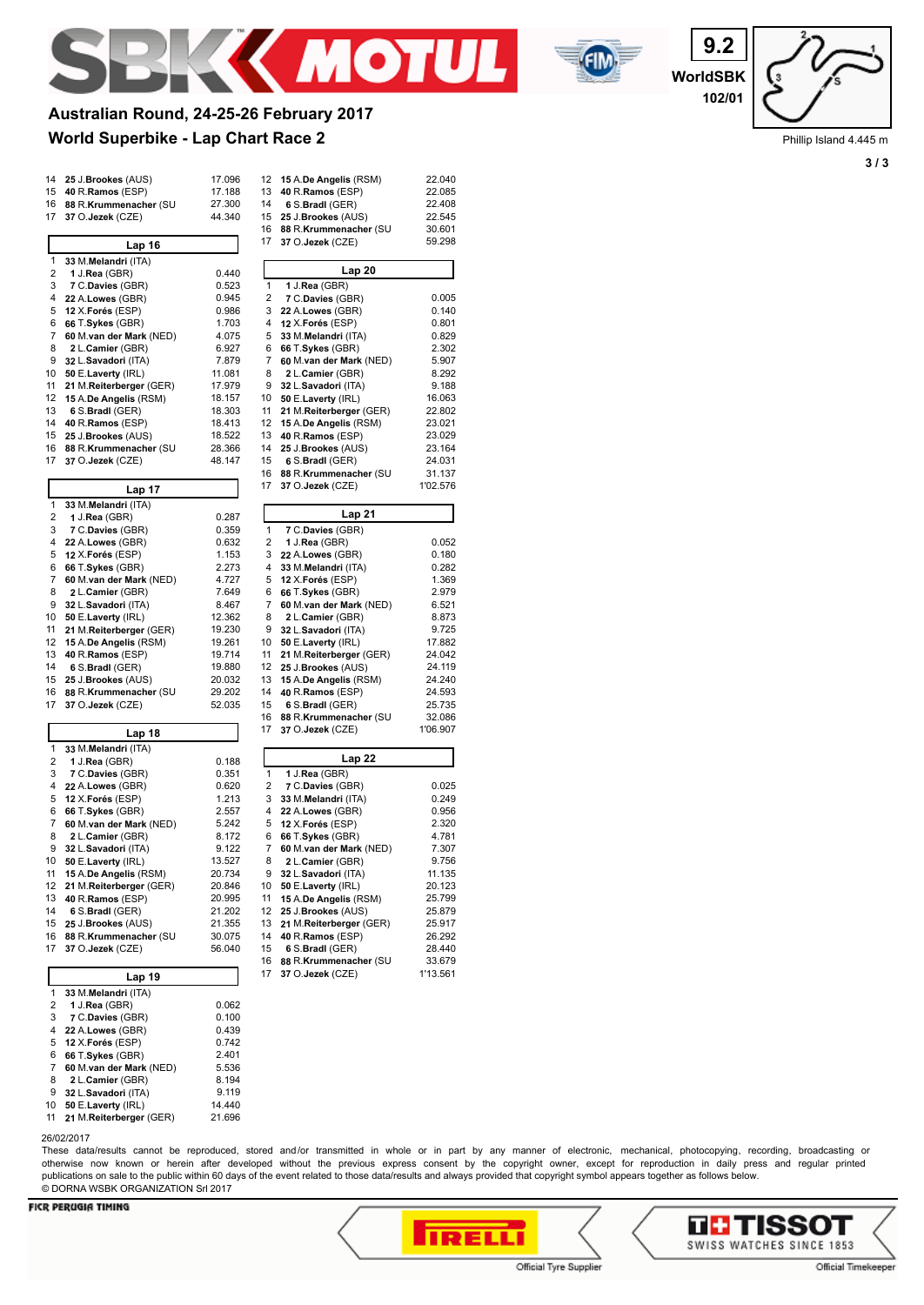# Australian Round, 24-25-26 February 2017

## World Superbike - Lap Chart Race 2

9.2 WorldSBK 102/01

Phillip Island 4.445 m

| Pos | No | Rider | Gap |
|---|---|---|---|
| 14 | 25 | J.Brookes (AUS) | 17.096 |
| 15 | 40 | R.Ramos (ESP) | 17.188 |
| 16 | 88 | R.Krummenacher (SU | 27.300 |
| 17 | 37 | O.Jezek (CZE) | 44.340 |

### Lap 16

| Pos | No | Rider | Gap |
|---|---|---|---|
| 1 | 33 | M.Melandri (ITA) | |
| 2 | 1 | J.Rea (GBR) | 0.440 |
| 3 | 7 | C.Davies (GBR) | 0.523 |
| 4 | 22 | A.Lowes (GBR) | 0.945 |
| 5 | 12 | X.Forés (ESP) | 0.986 |
| 6 | 66 | T.Sykes (GBR) | 1.703 |
| 7 | 60 | M.van der Mark (NED) | 4.075 |
| 8 | 2 | L.Camier (GBR) | 6.927 |
| 9 | 32 | L.Savadori (ITA) | 7.879 |
| 10 | 50 | E.Laverty (IRL) | 11.081 |
| 11 | 21 | M.Reiterberger (GER) | 17.979 |
| 12 | 15 | A.De Angelis (RSM) | 18.157 |
| 13 | 6 | S.Bradl (GER) | 18.303 |
| 14 | 40 | R.Ramos (ESP) | 18.413 |
| 15 | 25 | J.Brookes (AUS) | 18.522 |
| 16 | 88 | R.Krummenacher (SU | 28.366 |
| 17 | 37 | O.Jezek (CZE) | 48.147 |

### Lap 17

| Pos | No | Rider | Gap |
|---|---|---|---|
| 1 | 33 | M.Melandri (ITA) | |
| 2 | 1 | J.Rea (GBR) | 0.287 |
| 3 | 7 | C.Davies (GBR) | 0.359 |
| 4 | 22 | A.Lowes (GBR) | 0.632 |
| 5 | 12 | X.Forés (ESP) | 1.153 |
| 6 | 66 | T.Sykes (GBR) | 2.273 |
| 7 | 60 | M.van der Mark (NED) | 4.727 |
| 8 | 2 | L.Camier (GBR) | 7.649 |
| 9 | 32 | L.Savadori (ITA) | 8.467 |
| 10 | 50 | E.Laverty (IRL) | 12.362 |
| 11 | 21 | M.Reiterberger (GER) | 19.230 |
| 12 | 15 | A.De Angelis (RSM) | 19.261 |
| 13 | 40 | R.Ramos (ESP) | 19.714 |
| 14 | 6 | S.Bradl (GER) | 19.880 |
| 15 | 25 | J.Brookes (AUS) | 20.032 |
| 16 | 88 | R.Krummenacher (SU | 29.202 |
| 17 | 37 | O.Jezek (CZE) | 52.035 |

### Lap 18

| Pos | No | Rider | Gap |
|---|---|---|---|
| 1 | 33 | M.Melandri (ITA) | |
| 2 | 1 | J.Rea (GBR) | 0.188 |
| 3 | 7 | C.Davies (GBR) | 0.351 |
| 4 | 22 | A.Lowes (GBR) | 0.620 |
| 5 | 12 | X.Forés (ESP) | 1.213 |
| 6 | 66 | T.Sykes (GBR) | 2.557 |
| 7 | 60 | M.van der Mark (NED) | 5.242 |
| 8 | 2 | L.Camier (GBR) | 8.172 |
| 9 | 32 | L.Savadori (ITA) | 9.122 |
| 10 | 50 | E.Laverty (IRL) | 13.527 |
| 11 | 15 | A.De Angelis (RSM) | 20.734 |
| 12 | 21 | M.Reiterberger (GER) | 20.846 |
| 13 | 40 | R.Ramos (ESP) | 20.995 |
| 14 | 6 | S.Bradl (GER) | 21.202 |
| 15 | 25 | J.Brookes (AUS) | 21.355 |
| 16 | 88 | R.Krummenacher (SU | 30.075 |
| 17 | 37 | O.Jezek (CZE) | 56.040 |

### Lap 19

| Pos | No | Rider | Gap |
|---|---|---|---|
| 1 | 33 | M.Melandri (ITA) | |
| 2 | 1 | J.Rea (GBR) | 0.062 |
| 3 | 7 | C.Davies (GBR) | 0.100 |
| 4 | 22 | A.Lowes (GBR) | 0.439 |
| 5 | 12 | X.Forés (ESP) | 0.742 |
| 6 | 66 | T.Sykes (GBR) | 2.401 |
| 7 | 60 | M.van der Mark (NED) | 5.536 |
| 8 | 2 | L.Camier (GBR) | 8.194 |
| 9 | 32 | L.Savadori (ITA) | 9.119 |
| 10 | 50 | E.Laverty (IRL) | 14.440 |
| 11 | 21 | M.Reiterberger (GER) | 21.696 |
| 12 | 15 | A.De Angelis (RSM) | 22.040 |
| 13 | 40 | R.Ramos (ESP) | 22.085 |
| 14 | 6 | S.Bradl (GER) | 22.408 |
| 15 | 25 | J.Brookes (AUS) | 22.545 |
| 16 | 88 | R.Krummenacher (SU | 30.601 |
| 17 | 37 | O.Jezek (CZE) | 59.298 |

### Lap 20

| Pos | No | Rider | Gap |
|---|---|---|---|
| 1 | 1 | J.Rea (GBR) | |
| 2 | 7 | C.Davies (GBR) | 0.005 |
| 3 | 22 | A.Lowes (GBR) | 0.140 |
| 4 | 12 | X.Forés (ESP) | 0.801 |
| 5 | 33 | M.Melandri (ITA) | 0.829 |
| 6 | 66 | T.Sykes (GBR) | 2.302 |
| 7 | 60 | M.van der Mark (NED) | 5.907 |
| 8 | 2 | L.Camier (GBR) | 8.292 |
| 9 | 32 | L.Savadori (ITA) | 9.188 |
| 10 | 50 | E.Laverty (IRL) | 16.063 |
| 11 | 21 | M.Reiterberger (GER) | 22.802 |
| 12 | 15 | A.De Angelis (RSM) | 23.021 |
| 13 | 40 | R.Ramos (ESP) | 23.029 |
| 14 | 25 | J.Brookes (AUS) | 23.164 |
| 15 | 6 | S.Bradl (GER) | 24.031 |
| 16 | 88 | R.Krummenacher (SU | 31.137 |
| 17 | 37 | O.Jezek (CZE) | 1'02.576 |

### Lap 21

| Pos | No | Rider | Gap |
|---|---|---|---|
| 1 | 7 | C.Davies (GBR) | |
| 2 | 1 | J.Rea (GBR) | 0.052 |
| 3 | 22 | A.Lowes (GBR) | 0.180 |
| 4 | 33 | M.Melandri (ITA) | 0.282 |
| 5 | 12 | X.Forés (ESP) | 1.369 |
| 6 | 66 | T.Sykes (GBR) | 2.979 |
| 7 | 60 | M.van der Mark (NED) | 6.521 |
| 8 | 2 | L.Camier (GBR) | 8.873 |
| 9 | 32 | L.Savadori (ITA) | 9.725 |
| 10 | 50 | E.Laverty (IRL) | 17.882 |
| 11 | 21 | M.Reiterberger (GER) | 24.042 |
| 12 | 25 | J.Brookes (AUS) | 24.119 |
| 13 | 15 | A.De Angelis (RSM) | 24.240 |
| 14 | 40 | R.Ramos (ESP) | 24.593 |
| 15 | 6 | S.Bradl (GER) | 25.735 |
| 16 | 88 | R.Krummenacher (SU | 32.086 |
| 17 | 37 | O.Jezek (CZE) | 1'06.907 |

### Lap 22

| Pos | No | Rider | Gap |
|---|---|---|---|
| 1 | 1 | J.Rea (GBR) | |
| 2 | 7 | C.Davies (GBR) | 0.025 |
| 3 | 33 | M.Melandri (ITA) | 0.249 |
| 4 | 22 | A.Lowes (GBR) | 0.956 |
| 5 | 12 | X.Forés (ESP) | 2.320 |
| 6 | 66 | T.Sykes (GBR) | 4.781 |
| 7 | 60 | M.van der Mark (NED) | 7.307 |
| 8 | 2 | L.Camier (GBR) | 9.756 |
| 9 | 32 | L.Savadori (ITA) | 11.135 |
| 10 | 50 | E.Laverty (IRL) | 20.123 |
| 11 | 15 | A.De Angelis (RSM) | 25.799 |
| 12 | 25 | J.Brookes (AUS) | 25.879 |
| 13 | 21 | M.Reiterberger (GER) | 25.917 |
| 14 | 40 | R.Ramos (ESP) | 26.292 |
| 15 | 6 | S.Bradl (GER) | 28.440 |
| 16 | 88 | R.Krummenacher (SU | 33.679 |
| 17 | 37 | O.Jezek (CZE) | 1'13.561 |

26/02/2017

These data/results cannot be reproduced, stored and/or transmitted in whole or in part by any manner of electronic, mechanical, photocopying, recording, broadcasting or otherwise now known or herein after developed without the previous express consent by the copyright owner, except for reproduction in daily press and regular printed publications on sale to the public within 60 days of the event related to those data/results and always provided that copyright symbol appears together as follows below.

© DORNA WSBK ORGANIZATION Srl 2017

FICR PERUGIA TIMING

Official Tyre Supplier — Official Timekeeper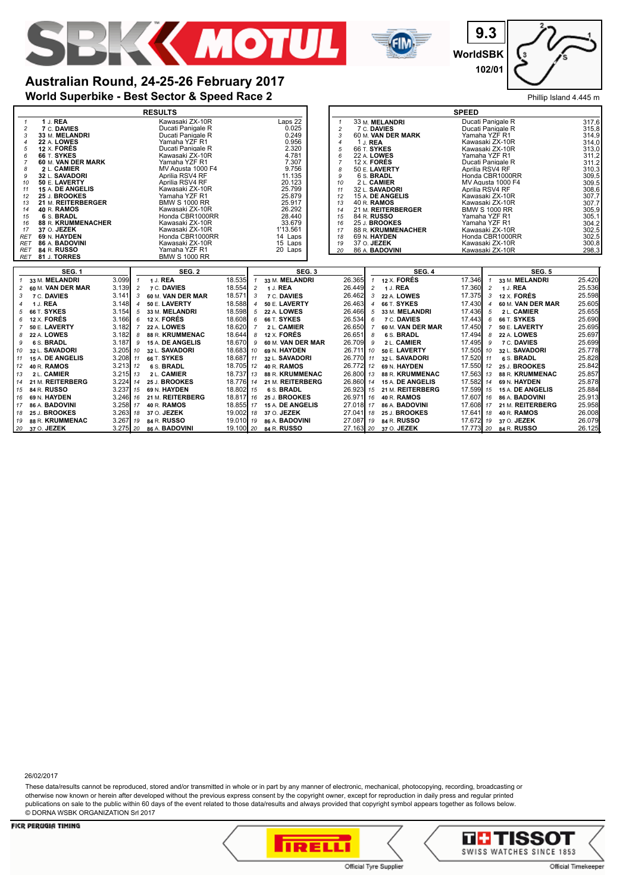9.3

WorldSBK

102/01

# Australian Round, 24-25-26 February 2017

## World Superbike - Best Sector & Speed Race 2

Phillip Island 4.445 m

### RESULTS

| Pos | Rider | Bike | Gap |
|---|---|---|---|
| 1 | 1 J. REA | Kawasaki ZX-10R | Laps 22 |
| 2 | 7 C. DAVIES | Ducati Panigale R | 0.025 |
| 3 | 33 M. MELANDRI | Ducati Panigale R | 0.249 |
| 4 | 22 A. LOWES | Yamaha YZF R1 | 0.956 |
| 5 | 12 X. FORÉS | Ducati Panigale R | 2.320 |
| 6 | 66 T. SYKES | Kawasaki ZX-10R | 4.781 |
| 7 | 60 M. VAN DER MARK | Yamaha YZF R1 | 7.307 |
| 8 | 2 L. CAMIER | MV Agusta 1000 F4 | 9.756 |
| 9 | 32 L. SAVADORI | Aprilia RSV4 RF | 11.135 |
| 10 | 50 E. LAVERTY | Aprilia RSV4 RF | 20.123 |
| 11 | 15 A. DE ANGELIS | Kawasaki ZX-10R | 25.799 |
| 12 | 25 J. BROOKES | Yamaha YZF R1 | 25.879 |
| 13 | 21 M. REITERBERGER | BMW S 1000 RR | 25.917 |
| 14 | 40 R. RAMOS | Kawasaki ZX-10R | 26.292 |
| 15 | 6 S. BRADL | Honda CBR1000RR | 28.440 |
| 16 | 88 R. KRUMMENACHER | Kawasaki ZX-10R | 33.679 |
| 17 | 37 O. JEZEK | Kawasaki ZX-10R | 1'13.561 |
| RET | 69 N. HAYDEN | Honda CBR1000RR | 14 Laps |
| RET | 86 A. BADOVINI | Kawasaki ZX-10R | 15 Laps |
| RET | 84 R. RUSSO | Yamaha YZF R1 | 20 Laps |
| RET | 81 J. TORRES | BMW S 1000 RR | |

### SPEED

| Pos | Rider | Bike | Speed |
|---|---|---|---|
| 1 | 33 M. MELANDRI | Ducati Panigale R | 317,6 |
| 2 | 7 C. DAVIES | Ducati Panigale R | 315,8 |
| 3 | 60 M. VAN DER MARK | Yamaha YZF R1 | 314,9 |
| 4 | 1 J. REA | Kawasaki ZX-10R | 314,0 |
| 5 | 66 T. SYKES | Kawasaki ZX-10R | 313,0 |
| 6 | 22 A. LOWES | Yamaha YZF R1 | 311,2 |
| 7 | 12 X. FORÉS | Ducati Panigale R | 311,2 |
| 8 | 50 E. LAVERTY | Aprilia RSV4 RF | 310,3 |
| 9 | 6 S. BRADL | Honda CBR1000RR | 309,5 |
| 10 | 2 L. CAMIER | MV Agusta 1000 F4 | 309,5 |
| 11 | 32 L. SAVADORI | Aprilia RSV4 RF | 308,6 |
| 12 | 15 A. DE ANGELIS | Kawasaki ZX-10R | 307,7 |
| 13 | 40 R. RAMOS | Kawasaki ZX-10R | 307,7 |
| 14 | 21 M. REITERBERGER | BMW S 1000 RR | 305,9 |
| 15 | 84 R. RUSSO | Yamaha YZF R1 | 305,1 |
| 16 | 25 J. BROOKES | Yamaha YZF R1 | 304,2 |
| 17 | 88 R. KRUMMENACHER | Kawasaki ZX-10R | 302,5 |
| 18 | 69 N. HAYDEN | Honda CBR1000RR | 302,5 |
| 19 | 37 O. JEZEK | Kawasaki ZX-10R | 300,8 |
| 20 | 86 A. BADOVINI | Kawasaki ZX-10R | 298,3 |

### SECTORS

| Pos | SEG. 1 | Time | SEG. 2 | Time | SEG. 3 | Time | SEG. 4 | Time | SEG. 5 | Time |
|---|---|---|---|---|---|---|---|---|---|---|
| 1 | 33 M. MELANDRI | 3.099 | 1 J. REA | 18.535 | 33 M. MELANDRI | 26.365 | 12 X. FORÉS | 17.346 | 33 M. MELANDRI | 25.420 |
| 2 | 60 M. VAN DER MAR | 3.139 | 7 C. DAVIES | 18.554 | 1 J. REA | 26.449 | 1 J. REA | 17.360 | 1 J. REA | 25.536 |
| 3 | 7 C. DAVIES | 3.141 | 60 M. VAN DER MAR | 18.571 | 7 C. DAVIES | 26.462 | 22 A. LOWES | 17.375 | 12 X. FORÉS | 25.598 |
| 4 | 1 J. REA | 3.148 | 50 E. LAVERTY | 18.588 | 50 E. LAVERTY | 26.463 | 66 T. SYKES | 17.430 | 60 M. VAN DER MARK | 25.605 |
| 5 | 66 T. SYKES | 3.154 | 33 M. MELANDRI | 18.598 | 22 A. LOWES | 26.466 | 33 M. MELANDRI | 17.436 | 2 L. CAMIER | 25.655 |
| 6 | 12 X. FORÉS | 3.166 | 12 X. FORÉS | 18.608 | 66 T. SYKES | 26.534 | 7 C. DAVIES | 17.443 | 66 T. SYKES | 25.690 |
| 7 | 50 E. LAVERTY | 3.182 | 22 A. LOWES | 18.620 | 2 L. CAMIER | 26.650 | 60 M. VAN DER MAR | 17.450 | 50 E. LAVERTY | 25.695 |
| 8 | 22 A. LOWES | 3.182 | 88 R. KRUMMENAC | 18.644 | 12 X. FORÉS | 26.651 | 6 S. BRADL | 17.494 | 22 A. LOWES | 25.697 |
| 9 | 6 S. BRADL | 3.187 | 15 A. DE ANGELIS | 18.670 | 60 M. VAN DER MAR | 26.709 | 2 L. CAMIER | 17.495 | 7 C. DAVIES | 25.699 |
| 10 | 32 L. SAVADORI | 3.205 | 32 L. SAVADORI | 18.683 | 69 N. HAYDEN | 26.711 | 50 E. LAVERTY | 17.505 | 32 L. SAVADORI | 25.778 |
| 11 | 15 A. DE ANGELIS | 3.208 | 66 T. SYKES | 18.687 | 32 L. SAVADORI | 26.770 | 32 L. SAVADORI | 17.520 | 6 S. BRADL | 25.828 |
| 12 | 40 R. RAMOS | 3.213 | 6 S. BRADL | 18.705 | 40 R. RAMOS | 26.772 | 69 N. HAYDEN | 17.550 | 25 J. BROOKES | 25.842 |
| 13 | 2 L. CAMIER | 3.215 | 2 L. CAMIER | 18.737 | 88 R. KRUMMENAC | 26.800 | 88 R. KRUMMENAC | 17.563 | 88 R. KRUMMENAC | 25.857 |
| 14 | 21 M. REITERBERG | 3.224 | 25 J. BROOKES | 18.776 | 21 M. REITERBERG | 26.860 | 15 A. DE ANGELIS | 17.582 | 69 N. HAYDEN | 25.878 |
| 15 | 84 R. RUSSO | 3.237 | 69 N. HAYDEN | 18.802 | 6 S. BRADL | 26.923 | 21 M. REITERBERG | 17.599 | 15 A. DE ANGELIS | 25.884 |
| 16 | 69 N. HAYDEN | 3.246 | 21 M. REITERBERG | 18.817 | 25 J. BROOKES | 26.971 | 40 R. RAMOS | 17.607 | 86 A. BADOVINI | 25.913 |
| 17 | 86 A. BADOVINI | 3.258 | 40 R. RAMOS | 18.855 | 15 A. DE ANGELIS | 27.018 | 86 A. BADOVINI | 17.608 | 21 M. REITERBERG | 25.958 |
| 18 | 25 J. BROOKES | 3.263 | 37 O. JEZEK | 19.002 | 37 O. JEZEK | 27.041 | 25 J. BROOKES | 17.641 | 40 R. RAMOS | 26.008 |
| 19 | 88 R. KRUMMENAC | 3.267 | 84 R. RUSSO | 19.010 | 86 A. BADOVINI | 27.087 | 84 R. RUSSO | 17.672 | 37 O. JEZEK | 26.079 |
| 20 | 37 O. JEZEK | 3.275 | 86 A. BADOVINI | 19.100 | 84 R. RUSSO | 27.163 | 37 O. JEZEK | 17.773 | 84 R. RUSSO | 26.125 |

26/02/2017

These data/results cannot be reproduced, stored and/or transmitted in whole or in part by any manner of electronic, mechanical, photocopying, recording, broadcasting or otherwise now known or herein after developed without the previous express consent by the copyright owner, except for reproduction in daily press and regular printed publications on sale to the public within 60 days of the event related to those data/results and always provided that copyright symbol appears together as follows below.
© DORNA WSBK ORGANIZATION Srl 2017

FICR PERUGIA TIMING

Official Tyre Supplier

TISSOT SWISS WATCHES SINCE 1853

Official Timekeeper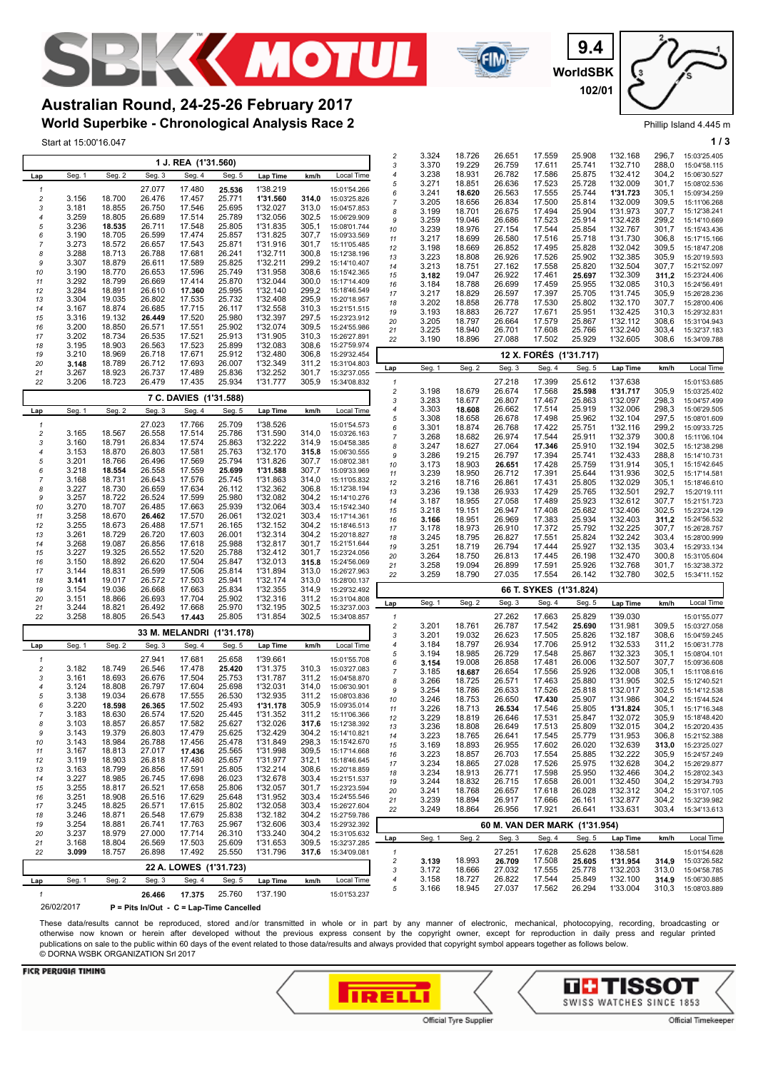# Australian Round, 24-25-26 February 2017

## World Superbike - Chronological Analysis Race 2

9.4 WorldSBK 102/01

Phillip Island 4.445 m

Start at 15:00'16.047

### 1 J. REA (1'31.560)

| Lap | Seg. 1 | Seg. 2 | Seg. 3 | Seg. 4 | Seg. 5 | Lap Time | km/h | Local Time |
|---|---|---|---|---|---|---|---|---|
| 1 | | | 27.077 | 17.480 | **25.536** | 1'38.219 | | 15:01'54.266 |
| 2 | 3.156 | 18.700 | 26.476 | 17.457 | 25.771 | **1'31.560** | **314,0** | 15:03'25.826 |
| 3 | 3.181 | 18.855 | 26.750 | 17.546 | 25.695 | 1'32.027 | 313,0 | 15:04'57.853 |
| 4 | 3.259 | 18.805 | 26.689 | 17.514 | 25.789 | 1'32.056 | 302,5 | 15:06'29.909 |
| 5 | 3.236 | **18.535** | 26.711 | 17.548 | 25.805 | 1'31.835 | 305,1 | 15:08'01.744 |
| 6 | 3.190 | 18.705 | 26.599 | 17.474 | 25.857 | 1'31.825 | 307,7 | 15:09'33.569 |
| 7 | 3.273 | 18.572 | 26.657 | 17.543 | 25.871 | 1'31.916 | 301,7 | 15:11'05.485 |
| 8 | 3.288 | 18.713 | 26.788 | 17.681 | 26.241 | 1'32.711 | 300,8 | 15:12'38.196 |
| 9 | 3.307 | 18.879 | 26.611 | 17.589 | 25.825 | 1'32.211 | 299,2 | 15:14'10.407 |
| 10 | 3.190 | 18.770 | 26.653 | 17.596 | 25.749 | 1'31.958 | 308,6 | 15:15'42.365 |
| 11 | 3.292 | 18.799 | 26.669 | 17.414 | 25.870 | 1'32.044 | 300,0 | 15:17'14.409 |
| 12 | 3.284 | 18.891 | 26.610 | **17.360** | 25.995 | 1'32.140 | 299,2 | 15:18'46.549 |
| 13 | 3.304 | 19.035 | 26.802 | 17.535 | 25.732 | 1'32.408 | 295,9 | 15:20'18.957 |
| 14 | 3.167 | 18.874 | 26.685 | 17.715 | 26.117 | 1'32.558 | 310,3 | 15:21'51.515 |
| 15 | 3.316 | 19.132 | **26.449** | 17.520 | 25.980 | 1'32.397 | 297,5 | 15:23'23.912 |
| 16 | 3.200 | 18.850 | 26.571 | 17.551 | 25.902 | 1'32.074 | 309,5 | 15:24'55.986 |
| 17 | 3.202 | 18.734 | 26.535 | 17.521 | 25.913 | 1'31.905 | 310,3 | 15:26'27.891 |
| 18 | 3.195 | 18.903 | 26.563 | 17.523 | 25.899 | 1'32.083 | 308,6 | 15:27'59.974 |
| 19 | 3.210 | 18.969 | 26.718 | 17.671 | 25.912 | 1'32.480 | 306,8 | 15:29'32.454 |
| 20 | **3.148** | 18.789 | 26.712 | 17.693 | 26.007 | 1'32.349 | 311,2 | 15:31'04.803 |
| 21 | 3.267 | 18.923 | 26.737 | 17.489 | 25.836 | 1'32.252 | 301,7 | 15:32'37.055 |
| 22 | 3.206 | 18.723 | 26.479 | 17.435 | 25.934 | 1'31.777 | 305,9 | 15:34'08.832 |

### 7 C. DAVIES (1'31.588)

| Lap | Seg. 1 | Seg. 2 | Seg. 3 | Seg. 4 | Seg. 5 | Lap Time | km/h | Local Time |
|---|---|---|---|---|---|---|---|---|
| 1 | | | 27.023 | 17.766 | 25.709 | 1'38.526 | | 15:01'54.573 |
| 2 | 3.165 | 18.567 | 26.558 | 17.514 | 25.786 | 1'31.590 | 314,0 | 15:03'26.163 |
| 3 | 3.160 | 18.791 | 26.834 | 17.574 | 25.863 | 1'32.222 | 314,9 | 15:04'58.385 |
| 4 | 3.153 | 18.870 | 26.803 | 17.581 | 25.763 | 1'32.170 | **315,8** | 15:06'30.555 |
| 5 | 3.201 | 18.766 | 26.496 | 17.569 | 25.794 | 1'31.826 | 307,7 | 15:08'02.381 |
| 6 | 3.218 | **18.554** | 26.558 | 17.559 | **25.699** | **1'31.588** | 307,7 | 15:09'33.969 |
| 7 | 3.168 | 18.731 | 26.643 | 17.576 | 25.745 | 1'31.863 | 314,0 | 15:11'05.832 |
| 8 | 3.227 | 18.730 | 26.659 | 17.634 | 26.112 | 1'32.362 | 306,8 | 15:12'38.194 |
| 9 | 3.257 | 18.722 | 26.524 | 17.599 | 25.980 | 1'32.082 | 304,2 | 15:14'10.276 |
| 10 | 3.270 | 18.707 | 26.485 | 17.663 | 25.939 | 1'32.064 | 303,4 | 15:15'42.340 |
| 11 | 3.258 | 18.670 | **26.462** | 17.570 | 26.061 | 1'32.021 | 303,4 | 15:17'14.361 |
| 12 | 3.255 | 18.673 | 26.488 | 17.571 | 26.165 | 1'32.152 | 304,2 | 15:18'46.513 |
| 13 | 3.261 | 18.729 | 26.720 | 17.603 | 26.001 | 1'32.314 | 304,2 | 15:20'18.827 |
| 14 | 3.268 | 19.087 | 26.856 | 17.618 | 25.988 | 1'32.817 | 301,7 | 15:21'51.644 |
| 15 | 3.227 | 19.325 | 26.552 | 17.520 | 25.788 | 1'32.412 | 301,7 | 15:23'24.056 |
| 16 | 3.150 | 18.892 | 26.620 | 17.504 | 25.847 | 1'32.013 | **315,8** | 15:24'56.069 |
| 17 | 3.144 | 18.831 | 26.599 | 17.506 | 25.814 | 1'31.894 | 313,0 | 15:26'27.963 |
| 18 | **3.141** | 19.017 | 26.572 | 17.503 | 25.941 | 1'32.174 | 313,0 | 15:28'00.137 |
| 19 | 3.154 | 19.036 | 26.668 | 17.663 | 25.834 | 1'32.355 | 314,9 | 15:29'32.492 |
| 20 | 3.151 | 18.866 | 26.693 | 17.704 | 25.902 | 1'32.316 | 311,2 | 15:31'04.808 |
| 21 | 3.244 | 18.821 | 26.492 | 17.668 | 25.970 | 1'32.195 | 302,5 | 15:32'37.003 |
| 22 | 3.258 | 18.805 | 26.543 | **17.443** | 25.805 | 1'31.854 | 302,5 | 15:34'08.857 |

### 33 M. MELANDRI (1'31.178)

| Lap | Seg. 1 | Seg. 2 | Seg. 3 | Seg. 4 | Seg. 5 | Lap Time | km/h | Local Time |
|---|---|---|---|---|---|---|---|---|
| 1 | | | 27.941 | 17.681 | 25.658 | 1'39.661 | | 15:01'55.708 |
| 2 | 3.182 | 18.749 | 26.546 | 17.478 | **25.420** | 1'31.375 | 310,3 | 15:03'27.083 |
| 3 | 3.161 | 18.693 | 26.676 | 17.504 | 25.753 | 1'31.787 | 311,2 | 15:04'58.870 |
| 4 | 3.124 | 18.808 | 26.797 | 17.604 | 25.698 | 1'32.031 | 314,0 | 15:06'30.901 |
| 5 | 3.138 | 19.034 | 26.678 | 17.555 | 26.530 | 1'32.935 | 311,2 | 15:08'03.836 |
| 6 | 3.220 | **18.598** | **26.365** | 17.502 | 25.493 | **1'31.178** | 305,9 | 15:09'35.014 |
| 7 | 3.183 | 18.630 | 26.574 | 17.520 | 25.445 | 1'31.352 | 311,2 | 15:11'06.366 |
| 8 | 3.103 | 18.857 | 26.857 | 17.582 | 25.627 | 1'32.026 | **317,6** | 15:12'38.392 |
| 9 | 3.143 | 19.379 | 26.803 | 17.479 | 25.625 | 1'32.429 | 304,2 | 15:14'10.821 |
| 10 | 3.143 | 18.984 | 26.788 | 17.456 | 25.478 | 1'31.849 | 298,3 | 15:15'42.670 |
| 11 | 3.167 | 18.813 | 27.017 | **17.436** | 25.565 | 1'31.998 | 309,5 | 15:17'14.668 |
| 12 | 3.119 | 18.903 | 26.818 | 17.480 | 25.657 | 1'31.977 | 312,1 | 15:18'46.645 |
| 13 | 3.163 | 18.799 | 26.856 | 17.591 | 25.805 | 1'32.214 | 308,6 | 15:20'18.859 |
| 14 | 3.227 | 18.985 | 26.745 | 17.698 | 26.023 | 1'32.678 | 303,4 | 15:21'51.537 |
| 15 | 3.255 | 18.817 | 26.521 | 17.658 | 25.806 | 1'32.057 | 301,7 | 15:23'23.594 |
| 16 | 3.251 | 18.908 | 26.516 | 17.629 | 25.648 | 1'31.952 | 303,4 | 15:24'55.546 |
| 17 | 3.245 | 18.825 | 26.571 | 17.615 | 25.802 | 1'32.058 | 303,4 | 15:26'27.604 |
| 18 | 3.246 | 18.871 | 26.548 | 17.679 | 25.838 | 1'32.182 | 304,2 | 15:27'59.786 |
| 19 | 3.254 | 18.881 | 26.741 | 17.763 | 25.967 | 1'32.606 | 303,4 | 15:29'32.392 |
| 20 | 3.237 | 18.979 | 27.000 | 17.714 | 26.310 | 1'33.240 | 304,2 | 15:31'05.632 |
| 21 | 3.168 | 18.804 | 26.569 | 17.503 | 25.609 | 1'31.653 | 309,5 | 15:32'37.285 |
| 22 | **3.099** | 18.757 | 26.898 | 17.492 | 25.550 | 1'31.796 | **317,6** | 15:34'09.081 |

### 22 A. LOWES (1'31.723)

| Lap | Seg. 1 | Seg. 2 | Seg. 3 | Seg. 4 | Seg. 5 | Lap Time | km/h | Local Time |
|---|---|---|---|---|---|---|---|---|
| 1 | | | **26.466** | **17.375** | 25.760 | 1'37.190 | | 15:01'53.237 |
| 2 | 3.324 | 18.726 | 26.651 | 17.559 | 25.908 | 1'32.168 | 296,7 | 15:03'25.405 |
| 3 | 3.370 | 19.229 | 26.759 | 17.611 | 25.741 | 1'32.710 | 288,0 | 15:04'58.115 |
| 4 | 3.238 | 18.931 | 26.782 | 17.586 | 25.875 | 1'32.412 | 304,2 | 15:06'30.527 |
| 5 | 3.271 | 18.851 | 26.636 | 17.523 | 25.728 | 1'32.009 | 301,7 | 15:08'02.536 |
| 6 | 3.241 | **18.620** | 26.563 | 17.555 | 25.744 | **1'31.723** | 305,1 | 15:09'34.259 |
| 7 | 3.205 | 18.656 | 26.834 | 17.500 | 25.814 | 1'32.009 | 309,5 | 15:11'06.268 |
| 8 | 3.199 | 18.701 | 26.675 | 17.494 | 25.904 | 1'31.973 | 307,7 | 15:12'38.241 |
| 9 | 3.259 | 19.046 | 26.686 | 17.523 | 25.914 | 1'32.428 | 299,2 | 15:14'10.669 |
| 10 | 3.239 | 18.976 | 27.154 | 17.544 | 25.854 | 1'32.767 | 301,7 | 15:15'43.436 |
| 11 | 3.217 | 18.699 | 26.580 | 17.516 | 25.718 | 1'31.730 | 306,8 | 15:17'15.166 |
| 12 | 3.198 | 18.669 | 26.852 | 17.495 | 25.828 | 1'32.042 | 309,5 | 15:18'47.208 |
| 13 | 3.223 | 18.808 | 26.926 | 17.526 | 25.902 | 1'32.385 | 305,9 | 15:20'19.593 |
| 14 | 3.213 | 18.751 | 27.162 | 17.558 | 25.820 | 1'32.504 | 307,7 | 15:21'52.097 |
| 15 | **3.182** | 19.047 | 26.922 | 17.461 | **25.697** | 1'32.309 | **311,2** | 15:23'24.406 |
| 16 | 3.184 | 18.788 | 26.699 | 17.459 | 25.955 | 1'32.085 | 310,3 | 15:24'56.491 |
| 17 | 3.217 | 18.829 | 26.597 | 17.397 | 25.705 | 1'31.745 | 305,9 | 15:26'28.236 |
| 18 | 3.202 | 18.858 | 26.778 | 17.530 | 25.802 | 1'32.170 | 307,7 | 15:28'00.406 |
| 19 | 3.193 | 18.883 | 26.727 | 17.671 | 25.951 | 1'32.425 | 310,3 | 15:29'32.831 |
| 20 | 3.205 | 18.797 | 26.664 | 17.579 | 25.867 | 1'32.112 | 308,6 | 15:31'04.943 |
| 21 | 3.225 | 18.940 | 26.701 | 17.608 | 25.766 | 1'32.240 | 303,4 | 15:32'37.183 |
| 22 | 3.190 | 18.896 | 27.088 | 17.502 | 25.929 | 1'32.605 | 308,6 | 15:34'09.788 |

### 12 X. FORÉS (1'31.717)

| Lap | Seg. 1 | Seg. 2 | Seg. 3 | Seg. 4 | Seg. 5 | Lap Time | km/h | Local Time |
|---|---|---|---|---|---|---|---|---|
| 1 | | | 27.218 | 17.399 | 25.612 | 1'37.638 | | 15:01'53.685 |
| 2 | 3.198 | 18.679 | 26.674 | 17.568 | **25.598** | **1'31.717** | 305,9 | 15:03'25.402 |
| 3 | 3.283 | 18.677 | 26.807 | 17.467 | 25.863 | 1'32.097 | 298,3 | 15:04'57.499 |
| 4 | 3.303 | **18.608** | 26.662 | 17.514 | 25.919 | 1'32.006 | 298,3 | 15:06'29.505 |
| 5 | 3.308 | 18.658 | 26.678 | 17.498 | 25.962 | 1'32.104 | 297,5 | 15:08'01.609 |
| 6 | 3.301 | 18.874 | 26.768 | 17.422 | 25.751 | 1'32.116 | 299,2 | 15:09'33.725 |
| 7 | 3.268 | 18.682 | 26.974 | 17.544 | 25.911 | 1'32.379 | 300,8 | 15:11'06.104 |
| 8 | 3.247 | 18.627 | 27.064 | **17.346** | 25.910 | 1'32.194 | 302,5 | 15:12'38.298 |
| 9 | 3.286 | 19.215 | 26.797 | 17.394 | 25.741 | 1'32.433 | 288,8 | 15:14'10.731 |
| 10 | 3.173 | 18.903 | **26.651** | 17.428 | 25.759 | 1'31.914 | 305,1 | 15:15'42.645 |
| 11 | 3.239 | 18.950 | 26.712 | 17.391 | 25.644 | 1'31.936 | 302,5 | 15:17'14.581 |
| 12 | 3.216 | 18.716 | 26.861 | 17.431 | 25.805 | 1'32.029 | 305,1 | 15:18'46.610 |
| 13 | 3.236 | 19.138 | 26.933 | 17.429 | 25.765 | 1'32.501 | 292,7 | 15:20'19.111 |
| 14 | 3.187 | 18.955 | 27.058 | 17.489 | 25.923 | 1'32.612 | 307,7 | 15:21'51.723 |
| 15 | 3.218 | 19.151 | 26.947 | 17.408 | 25.682 | 1'32.406 | 302,5 | 15:23'24.129 |
| 16 | **3.166** | 18.951 | 26.969 | 17.383 | 25.934 | 1'32.403 | **311,2** | 15:24'56.532 |
| 17 | 3.178 | 18.973 | 26.910 | 17.372 | 25.792 | 1'32.225 | 307,7 | 15:26'28.757 |
| 18 | 3.245 | 18.795 | 26.827 | 17.551 | 25.824 | 1'32.242 | 303,4 | 15:28'00.999 |
| 19 | 3.251 | 18.719 | 26.794 | 17.444 | 25.927 | 1'32.135 | 303,4 | 15:29'33.134 |
| 20 | 3.264 | 18.750 | 26.813 | 17.445 | 26.198 | 1'32.470 | 300,8 | 15:31'05.604 |
| 21 | 3.258 | 19.094 | 26.899 | 17.591 | 25.926 | 1'32.768 | 301,7 | 15:32'38.372 |
| 22 | 3.259 | 18.790 | 27.035 | 17.554 | 26.142 | 1'32.780 | 302,5 | 15:34'11.152 |

### 66 T. SYKES (1'31.824)

| Lap | Seg. 1 | Seg. 2 | Seg. 3 | Seg. 4 | Seg. 5 | Lap Time | km/h | Local Time |
|---|---|---|---|---|---|---|---|---|
| 1 | | | 27.262 | 17.663 | 25.829 | 1'39.030 | | 15:01'55.077 |
| 2 | 3.201 | 18.761 | 26.787 | 17.542 | **25.690** | 1'31.981 | 309,5 | 15:03'27.058 |
| 3 | 3.201 | 19.032 | 26.623 | 17.505 | 25.826 | 1'32.187 | 308,6 | 15:04'59.245 |
| 4 | 3.184 | 18.797 | 26.934 | 17.706 | 25.912 | 1'32.533 | 311,2 | 15:06'31.778 |
| 5 | 3.194 | 18.985 | 26.729 | 17.548 | 25.867 | 1'32.323 | 305,1 | 15:08'04.101 |
| 6 | **3.154** | 19.008 | 26.858 | 17.481 | 26.006 | 1'32.507 | 307,7 | 15:09'36.608 |
| 7 | 3.185 | **18.687** | 26.654 | 17.556 | 25.926 | 1'32.008 | 305,1 | 15:11'08.616 |
| 8 | 3.266 | 18.725 | 26.571 | 17.463 | 25.880 | 1'31.905 | 302,5 | 15:12'40.521 |
| 9 | 3.254 | 18.786 | 26.633 | 17.526 | 25.818 | 1'32.017 | 302,5 | 15:14'12.538 |
| 10 | 3.246 | 18.753 | 26.650 | **17.430** | 25.907 | 1'31.986 | 304,2 | 15:15'44.524 |
| 11 | 3.226 | 18.713 | **26.534** | 17.546 | 25.805 | **1'31.824** | 305,1 | 15:17'16.348 |
| 12 | 3.229 | 18.819 | 26.646 | 17.531 | 25.847 | 1'32.072 | 305,9 | 15:18'48.420 |
| 13 | 3.236 | 18.808 | 26.649 | 17.513 | 25.809 | 1'32.015 | 304,2 | 15:20'20.435 |
| 14 | 3.223 | 18.765 | 26.641 | 17.545 | 25.779 | 1'31.953 | 306,8 | 15:21'52.388 |
| 15 | 3.169 | 18.893 | 26.955 | 17.602 | 26.020 | 1'32.639 | **313,0** | 15:23'25.027 |
| 16 | 3.223 | 18.857 | 26.703 | 17.554 | 25.885 | 1'32.222 | 305,9 | 15:24'57.249 |
| 17 | 3.234 | 18.865 | 27.028 | 17.526 | 25.975 | 1'32.628 | 304,2 | 15:26'29.877 |
| 18 | 3.234 | 18.913 | 26.771 | 17.598 | 25.950 | 1'32.466 | 304,2 | 15:28'02.343 |
| 19 | 3.244 | 18.832 | 26.715 | 17.658 | 26.001 | 1'32.450 | 304,2 | 15:29'34.793 |
| 20 | 3.241 | 18.768 | 26.657 | 17.618 | 26.028 | 1'32.312 | 304,2 | 15:31'07.105 |
| 21 | 3.239 | 18.894 | 26.917 | 17.666 | 26.161 | 1'32.877 | 304,2 | 15:32'39.982 |
| 22 | 3.249 | 18.864 | 26.956 | 17.921 | 26.641 | 1'33.631 | 303,4 | 15:34'13.613 |

### 60 M. VAN DER MARK (1'31.954)

| Lap | Seg. 1 | Seg. 2 | Seg. 3 | Seg. 4 | Seg. 5 | Lap Time | km/h | Local Time |
|---|---|---|---|---|---|---|---|---|
| 1 | | | 27.251 | 17.628 | 25.628 | 1'38.581 | | 15:01'54.628 |
| 2 | **3.139** | 18.993 | **26.709** | 17.508 | **25.605** | **1'31.954** | **314,9** | 15:03'26.582 |
| 3 | 3.172 | 18.666 | 27.032 | 17.555 | 25.778 | 1'32.203 | 313,0 | 15:04'58.785 |
| 4 | 3.158 | 18.727 | 26.822 | 17.544 | 25.849 | 1'32.100 | **314,9** | 15:06'30.885 |
| 5 | 3.166 | 18.945 | 27.037 | 17.562 | 26.294 | 1'33.004 | 310,3 | 15:08'03.889 |

26/02/2017

**P** = Pits In/Out - **C** = Lap-Time Cancelled

These data/results cannot be reproduced, stored and/or transmitted in whole or in part by any manner of electronic, mechanical, photocopying, recording, broadcasting or otherwise now known or herein after developed without the previous express consent by the copyright owner, except for reproduction in daily press and regular printed publications on sale to the public within 60 days of the event related to those data/results and always provided that copyright symbol appears together as follows below.
© DORNA WSBK ORGANIZATION Srl 2017

FICR PERUGIA TIMING

Official Tyre Supplier — Official Timekeeper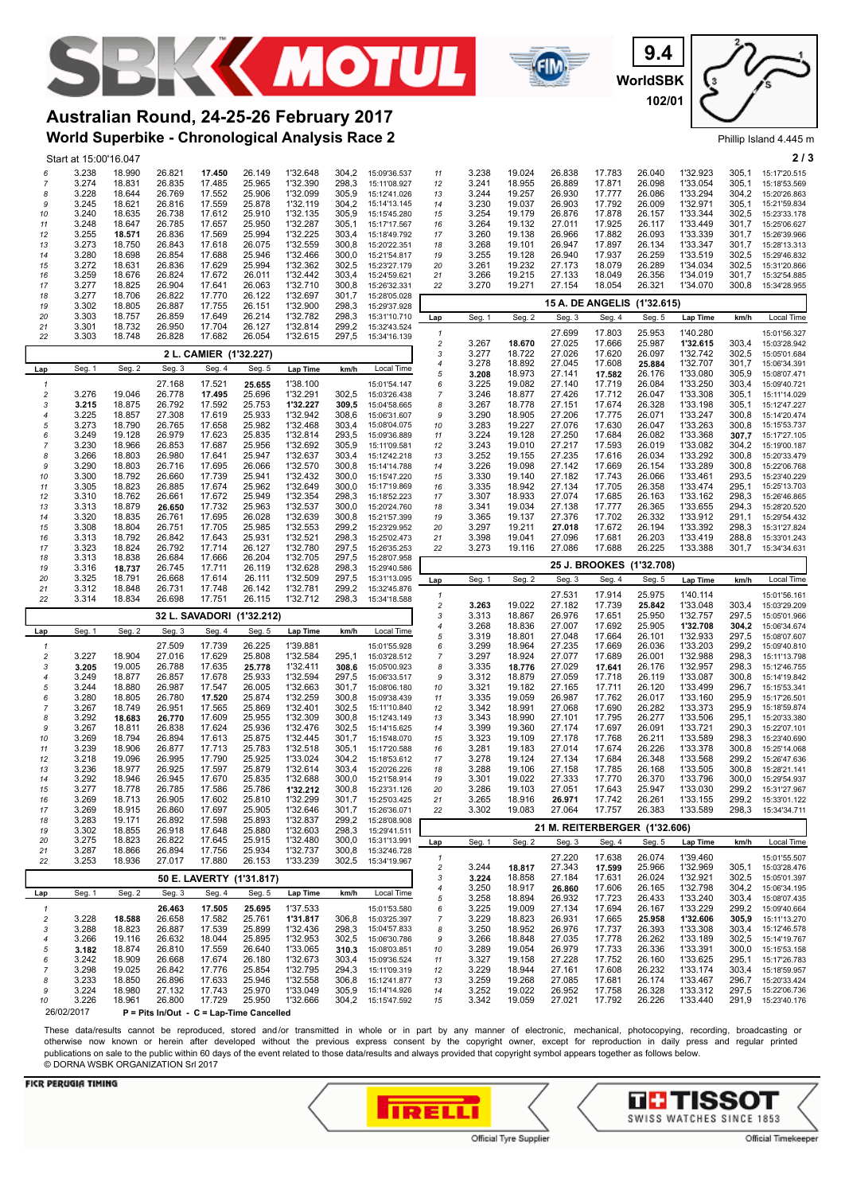# Australian Round, 24-25-26 February 2017

## World Superbike - Chronological Analysis Race 2

9.4 WorldSBK 102/01

Phillip Island 4.445 m

Start at 15:00'16.047

| Lap | Seg. 1 | Seg. 2 | Seg. 3 | Seg. 4 | Seg. 5 | Lap Time | km/h | Local Time |
|---|---|---|---|---|---|---|---|---|
| 6 | 3.238 | 18.990 | 26.821 | **17.450** | 26.149 | 1'32.648 | 304,2 | 15:09'36.537 |
| 7 | 3.274 | 18.831 | 26.835 | 17.485 | 25.965 | 1'32.390 | 298,3 | 15:11'08.927 |
| 8 | 3.228 | 18.644 | 26.769 | 17.552 | 25.906 | 1'32.099 | 305,9 | 15:12'41.026 |
| 9 | 3.245 | 18.621 | 26.816 | 17.579 | 25.878 | 1'32.119 | 304,2 | 15:14'13.145 |
| 10 | 3.240 | 18.635 | 26.738 | 17.612 | 25.910 | 1'32.135 | 305,9 | 15:15'45.280 |
| 11 | 3.248 | 18.647 | 26.765 | 17.657 | 25.950 | 1'32.287 | 305,1 | 15:17'17.567 |
| 12 | 3.255 | **18.571** | 26.836 | 17.569 | 25.994 | 1'32.225 | 303,4 | 15:18'49.792 |
| 13 | 3.273 | 18.750 | 26.843 | 17.618 | 26.075 | 1'32.559 | 300,8 | 15:20'22.351 |
| 14 | 3.280 | 18.698 | 26.854 | 17.688 | 25.946 | 1'32.466 | 300,0 | 15:21'54.817 |
| 15 | 3.272 | 18.631 | 26.836 | 17.629 | 25.994 | 1'32.362 | 302,5 | 15:23'27.179 |
| 16 | 3.259 | 18.676 | 26.824 | 17.672 | 26.011 | 1'32.442 | 303,4 | 15:24'59.621 |
| 17 | 3.277 | 18.825 | 26.904 | 17.641 | 26.063 | 1'32.710 | 300,8 | 15:26'32.331 |
| 18 | 3.277 | 18.706 | 26.822 | 17.770 | 26.122 | 1'32.697 | 301,7 | 15:28'05.028 |
| 19 | 3.302 | 18.805 | 26.887 | 17.755 | 26.151 | 1'32.900 | 298,3 | 15:29'37.928 |
| 20 | 3.303 | 18.757 | 26.859 | 17.649 | 26.214 | 1'32.782 | 298,3 | 15:31'10.710 |
| 21 | 3.301 | 18.732 | 26.950 | 17.704 | 26.127 | 1'32.814 | 299,2 | 15:32'43.524 |
| 22 | 3.303 | 18.748 | 26.828 | 17.682 | 26.054 | 1'32.615 | 297,5 | 15:34'16.139 |

### 2 L. CAMIER (1'32.227)

| Lap | Seg. 1 | Seg. 2 | Seg. 3 | Seg. 4 | Seg. 5 | Lap Time | km/h | Local Time |
|---|---|---|---|---|---|---|---|---|
| 1 | | | 27.168 | 17.521 | **25.655** | 1'38.100 | | 15:01'54.147 |
| 2 | 3.276 | 19.046 | 26.778 | **17.495** | 25.696 | 1'32.291 | 302,5 | 15:03'26.438 |
| 3 | **3.215** | 18.875 | 26.792 | 17.592 | 25.753 | **1'32.227** | **309,5** | 15:04'58.665 |
| 4 | 3.225 | 18.857 | 27.308 | 17.619 | 25.933 | 1'32.942 | 308,6 | 15:06'31.607 |
| 5 | 3.273 | 18.790 | 26.765 | 17.658 | 25.982 | 1'32.468 | 303,4 | 15:08'04.075 |
| 6 | 3.249 | 19.128 | 26.979 | 17.623 | 25.835 | 1'32.814 | 293,5 | 15:09'36.889 |
| 7 | 3.230 | 18.966 | 26.853 | 17.687 | 25.956 | 1'32.692 | 305,9 | 15:11'09.581 |
| 8 | 3.266 | 18.803 | 26.980 | 17.641 | 25.947 | 1'32.637 | 303,4 | 15:12'42.218 |
| 9 | 3.290 | 18.803 | 26.716 | 17.695 | 26.066 | 1'32.570 | 300,8 | 15:14'14.788 |
| 10 | 3.300 | 18.792 | 26.660 | 17.739 | 25.941 | 1'32.432 | 300,0 | 15:15'47.220 |
| 11 | 3.305 | 18.823 | 26.885 | 17.674 | 25.962 | 1'32.649 | 300,0 | 15:17'19.869 |
| 12 | 3.310 | 18.762 | 26.661 | 17.672 | 25.949 | 1'32.354 | 298,3 | 15:18'52.223 |
| 13 | 3.313 | 18.879 | **26.650** | 17.732 | 25.963 | 1'32.537 | 300,0 | 15:20'24.760 |
| 14 | 3.320 | 18.835 | 26.761 | 17.695 | 26.028 | 1'32.639 | 300,8 | 15:21'57.399 |
| 15 | 3.308 | 18.804 | 26.751 | 17.705 | 25.985 | 1'32.553 | 299,2 | 15:23'29.952 |
| 16 | 3.313 | 18.792 | 26.842 | 17.643 | 25.931 | 1'32.521 | 298,3 | 15:25'02.473 |
| 17 | 3.323 | 18.824 | 26.792 | 17.714 | 26.127 | 1'32.780 | 297,5 | 15:26'35.253 |
| 18 | 3.313 | 18.838 | 26.684 | 17.666 | 26.204 | 1'32.705 | 297,5 | 15:28'07.958 |
| 19 | 3.316 | **18.737** | 26.745 | 17.711 | 26.119 | 1'32.628 | 298,3 | 15:29'40.586 |
| 20 | 3.325 | 18.791 | 26.668 | 17.614 | 26.111 | 1'32.509 | 297,5 | 15:31'13.095 |
| 21 | 3.312 | 18.848 | 26.731 | 17.748 | 26.142 | 1'32.781 | 299,2 | 15:32'45.876 |
| 22 | 3.314 | 18.834 | 26.698 | 17.751 | 26.115 | 1'32.712 | 298,3 | 15:34'18.588 |

### 32 L. SAVADORI (1'32.212)

| Lap | Seg. 1 | Seg. 2 | Seg. 3 | Seg. 4 | Seg. 5 | Lap Time | km/h | Local Time |
|---|---|---|---|---|---|---|---|---|
| 1 | | | 27.509 | 17.739 | 26.225 | 1'39.881 | | 15:01'55.928 |
| 2 | 3.227 | 18.904 | 27.016 | 17.629 | 25.808 | 1'32.584 | 295,1 | 15:03'28.512 |
| 3 | **3.205** | 19.005 | 26.788 | 17.635 | **25.778** | 1'32.411 | **308,6** | 15:05'00.923 |
| 4 | 3.249 | 18.877 | 26.857 | 17.678 | 25.933 | 1'32.594 | 297,5 | 15:06'33.517 |
| 5 | 3.244 | 18.880 | 26.987 | 17.547 | 26.005 | 1'32.663 | 301,7 | 15:08'06.180 |
| 6 | 3.280 | 18.805 | 26.780 | **17.520** | 25.874 | 1'32.259 | 300,8 | 15:09'38.439 |
| 7 | 3.267 | 18.749 | 26.951 | 17.565 | 25.869 | 1'32.401 | 302,5 | 15:11'10.840 |
| 8 | 3.292 | **18.683** | **26.770** | 17.609 | 25.955 | 1'32.309 | 300,8 | 15:12'43.149 |
| 9 | 3.267 | 18.811 | 26.838 | 17.624 | 25.936 | 1'32.476 | 302,5 | 15:14'15.625 |
| 10 | 3.269 | 18.794 | 26.894 | 17.613 | 25.875 | 1'32.445 | 301,7 | 15:15'48.070 |
| 11 | 3.239 | 18.906 | 26.877 | 17.713 | 25.783 | 1'32.518 | 305,1 | 15:17'20.588 |
| 12 | 3.218 | 19.096 | 26.995 | 17.790 | 25.925 | 1'33.024 | 304,2 | 15:18'53.612 |
| 13 | 3.236 | 18.977 | 26.925 | 17.597 | 25.879 | 1'32.614 | 303,4 | 15:20'26.226 |
| 14 | 3.292 | 18.946 | 26.945 | 17.670 | 25.835 | 1'32.688 | 300,0 | 15:21'58.914 |
| 15 | 3.277 | 18.778 | 26.785 | 17.586 | 25.786 | **1'32.212** | 300,8 | 15:23'31.126 |
| 16 | 3.269 | 18.713 | 26.905 | 17.602 | 25.810 | 1'32.299 | 301,7 | 15:25'03.425 |
| 17 | 3.269 | 18.915 | 26.860 | 17.697 | 25.905 | 1'32.646 | 301,7 | 15:26'36.071 |
| 18 | 3.283 | 19.171 | 26.892 | 17.598 | 25.893 | 1'32.837 | 299,2 | 15:28'08.908 |
| 19 | 3.302 | 18.855 | 26.918 | 17.648 | 25.880 | 1'32.603 | 298,3 | 15:29'41.511 |
| 20 | 3.275 | 18.823 | 26.822 | 17.645 | 25.915 | 1'32.480 | 300,0 | 15:31'13.991 |
| 21 | 3.287 | 18.866 | 26.894 | 17.756 | 25.934 | 1'32.737 | 300,8 | 15:32'46.728 |
| 22 | 3.253 | 18.936 | 27.017 | 17.880 | 26.153 | 1'33.239 | 302,5 | 15:34'19.967 |

### 50 E. LAVERTY (1'31.817)

| Lap | Seg. 1 | Seg. 2 | Seg. 3 | Seg. 4 | Seg. 5 | Lap Time | km/h | Local Time |
|---|---|---|---|---|---|---|---|---|
| 1 | | | **26.463** | **17.505** | **25.695** | 1'37.533 | | 15:01'53.580 |
| 2 | 3.228 | **18.588** | 26.658 | 17.582 | 25.761 | **1'31.817** | 306,8 | 15:03'25.397 |
| 3 | 3.288 | 18.683 | 26.887 | 17.539 | 25.899 | 1'32.436 | 298,3 | 15:04'57.833 |
| 4 | 3.266 | 19.116 | 26.632 | 18.044 | 25.895 | 1'32.953 | 302,5 | 15:06'30.786 |
| 5 | **3.182** | 18.874 | 26.810 | 17.559 | 26.640 | 1'33.065 | **310,3** | 15:08'03.851 |
| 6 | 3.242 | 18.909 | 26.668 | 17.674 | 26.180 | 1'32.673 | 303,4 | 15:09'36.524 |
| 7 | 3.298 | 19.025 | 26.842 | 17.776 | 25.854 | 1'32.795 | 294,3 | 15:11'09.319 |
| 8 | 3.233 | 18.850 | 26.896 | 17.633 | 25.946 | 1'32.558 | 306,8 | 15:12'41.877 |
| 9 | 3.224 | 18.980 | 27.132 | 17.743 | 25.970 | 1'33.049 | 305,9 | 15:14'14.926 |
| 10 | 3.226 | 18.961 | 26.800 | 17.729 | 25.950 | 1'32.666 | 304,2 | 15:15'47.592 |
| 11 | 3.238 | 19.024 | 26.838 | 17.783 | 26.040 | 1'32.923 | 305,1 | 15:17'20.515 |
| 12 | 3.241 | 18.955 | 26.889 | 17.871 | 26.098 | 1'33.054 | 305,1 | 15:18'53.569 |
| 13 | 3.244 | 19.257 | 26.930 | 17.777 | 26.086 | 1'33.294 | 304,2 | 15:20'26.863 |
| 14 | 3.230 | 19.037 | 26.903 | 17.792 | 26.009 | 1'32.971 | 305,1 | 15:21'59.834 |
| 15 | 3.254 | 19.179 | 26.876 | 17.878 | 26.157 | 1'33.344 | 302,5 | 15:23'33.178 |
| 16 | 3.264 | 19.132 | 27.011 | 17.925 | 26.117 | 1'33.449 | 301,7 | 15:25'06.627 |
| 17 | 3.260 | 19.138 | 26.966 | 17.882 | 26.093 | 1'33.339 | 301,7 | 15:26'39.966 |
| 18 | 3.268 | 19.101 | 26.947 | 17.897 | 26.134 | 1'33.347 | 301,7 | 15:28'13.313 |
| 19 | 3.255 | 19.128 | 26.940 | 17.937 | 26.259 | 1'33.519 | 302,5 | 15:29'46.832 |
| 20 | 3.261 | 19.232 | 27.173 | 18.079 | 26.289 | 1'34.034 | 302,5 | 15:31'20.866 |
| 21 | 3.266 | 19.215 | 27.133 | 18.049 | 26.356 | 1'34.019 | 301,7 | 15:32'54.885 |
| 22 | 3.270 | 19.271 | 27.154 | 18.054 | 26.321 | 1'34.070 | 300,8 | 15:34'28.955 |

### 15 A. DE ANGELIS (1'32.615)

| Lap | Seg. 1 | Seg. 2 | Seg. 3 | Seg. 4 | Seg. 5 | Lap Time | km/h | Local Time |
|---|---|---|---|---|---|---|---|---|
| 1 | | | 27.699 | 17.803 | 25.953 | 1'40.280 | | 15:01'56.327 |
| 2 | 3.267 | **18.670** | 27.025 | 17.666 | 25.987 | **1'32.615** | 303,4 | 15:03'28.942 |
| 3 | 3.277 | 18.722 | 27.026 | 17.620 | 26.097 | 1'32.742 | 302,5 | 15:05'01.684 |
| 4 | 3.278 | 18.892 | 27.045 | 17.608 | **25.884** | 1'32.707 | 301,7 | 15:06'34.391 |
| 5 | **3.208** | 18.973 | 27.141 | **17.582** | 26.176 | 1'33.080 | 305,9 | 15:08'07.471 |
| 6 | 3.225 | 19.082 | 27.140 | 17.719 | 26.084 | 1'33.250 | 303,4 | 15:09'40.721 |
| 7 | 3.246 | 18.877 | 27.426 | 17.712 | 26.047 | 1'33.308 | 305,1 | 15:11'14.029 |
| 8 | 3.267 | 18.778 | 27.151 | 17.674 | 26.328 | 1'33.198 | 305,1 | 15:12'47.227 |
| 9 | 3.290 | 18.905 | 27.206 | 17.775 | 26.071 | 1'33.247 | 300,8 | 15:14'20.474 |
| 10 | 3.283 | 19.227 | 27.076 | 17.630 | 26.047 | 1'33.263 | 300,8 | 15:15'53.737 |
| 11 | 3.224 | 19.128 | 27.250 | 17.684 | 26.082 | 1'33.368 | **307,7** | 15:17'27.105 |
| 12 | 3.243 | 19.010 | 27.217 | 17.593 | 26.019 | 1'33.082 | 304,2 | 15:19'00.187 |
| 13 | 3.252 | 19.155 | 27.235 | 17.616 | 26.034 | 1'33.292 | 300,8 | 15:20'33.479 |
| 14 | 3.226 | 19.098 | 27.142 | 17.669 | 26.154 | 1'33.289 | 300,8 | 15:22'06.768 |
| 15 | 3.330 | 19.140 | 27.182 | 17.743 | 26.066 | 1'33.461 | 293,5 | 15:23'40.229 |
| 16 | 3.335 | 18.942 | 27.134 | 17.705 | 26.358 | 1'33.474 | 295,1 | 15:25'13.703 |
| 17 | 3.307 | 18.933 | 27.074 | 17.685 | 26.163 | 1'33.162 | 298,3 | 15:26'46.865 |
| 18 | 3.341 | 19.034 | 27.138 | 17.777 | 26.365 | 1'33.655 | 294,3 | 15:28'20.520 |
| 19 | 3.365 | 19.137 | 27.376 | 17.702 | 26.332 | 1'33.912 | 291,1 | 15:29'54.432 |
| 20 | 3.297 | 19.211 | **27.018** | 17.672 | 26.194 | 1'33.392 | 298,3 | 15:31'27.824 |
| 21 | 3.398 | 19.041 | 27.096 | 17.681 | 26.203 | 1'33.419 | 288,8 | 15:33'01.243 |
| 22 | 3.273 | 19.116 | 27.086 | 17.688 | 26.225 | 1'33.388 | 301,7 | 15:34'34.631 |

### 25 J. BROOKES (1'32.708)

| Lap | Seg. 1 | Seg. 2 | Seg. 3 | Seg. 4 | Seg. 5 | Lap Time | km/h | Local Time |
|---|---|---|---|---|---|---|---|---|
| 1 | | | 27.531 | 17.914 | 25.975 | 1'40.114 | | 15:01'56.161 |
| 2 | **3.263** | 19.022 | 27.182 | 17.739 | **25.842** | 1'33.048 | 303,4 | 15:03'29.209 |
| 3 | 3.313 | 18.867 | 26.976 | 17.651 | 25.950 | 1'32.757 | 297,5 | 15:05'01.966 |
| 4 | 3.268 | 18.836 | 27.007 | 17.692 | 25.905 | **1'32.708** | **304,2** | 15:06'34.674 |
| 5 | 3.319 | 18.801 | 27.048 | 17.664 | 26.101 | 1'32.933 | 297,5 | 15:08'07.607 |
| 6 | 3.299 | 18.964 | 27.235 | 17.669 | 26.036 | 1'33.203 | 299,2 | 15:09'40.810 |
| 7 | 3.297 | 18.924 | 27.077 | 17.689 | 26.001 | 1'32.988 | 298,3 | 15:11'13.798 |
| 8 | 3.335 | **18.776** | 27.029 | **17.641** | 26.176 | 1'32.957 | 298,3 | 15:12'46.755 |
| 9 | 3.312 | 18.879 | 27.059 | 17.718 | 26.119 | 1'33.087 | 300,8 | 15:14'19.842 |
| 10 | 3.321 | 19.182 | 27.165 | 17.711 | 26.120 | 1'33.499 | 296,7 | 15:15'53.341 |
| 11 | 3.335 | 19.059 | 26.987 | 17.762 | 26.017 | 1'33.160 | 295,9 | 15:17'26.501 |
| 12 | 3.342 | 18.991 | 27.068 | 17.690 | 26.282 | 1'33.373 | 295,9 | 15:18'59.874 |
| 13 | 3.343 | 18.990 | 27.101 | 17.795 | 26.277 | 1'33.506 | 295,1 | 15:20'33.380 |
| 14 | 3.399 | 19.360 | 27.174 | 17.697 | 26.091 | 1'33.721 | 290,3 | 15:22'07.101 |
| 15 | 3.323 | 19.109 | 27.178 | 17.768 | 26.211 | 1'33.589 | 298,3 | 15:23'40.690 |
| 16 | 3.281 | 19.183 | 27.014 | 17.674 | 26.226 | 1'33.378 | 300,8 | 15:25'14.068 |
| 17 | 3.278 | 19.124 | 27.134 | 17.684 | 26.348 | 1'33.568 | 299,2 | 15:26'47.636 |
| 18 | 3.288 | 19.106 | 27.158 | 17.785 | 26.168 | 1'33.505 | 300,8 | 15:28'21.141 |
| 19 | 3.301 | 19.022 | 27.333 | 17.770 | 26.370 | 1'33.796 | 300,0 | 15:29'54.937 |
| 20 | 3.286 | 19.103 | 27.051 | 17.643 | 25.947 | 1'33.030 | 299,2 | 15:31'27.967 |
| 21 | 3.265 | 18.916 | **26.971** | 17.742 | 26.261 | 1'33.155 | 299,2 | 15:33'01.122 |
| 22 | 3.302 | 19.083 | 27.064 | 17.757 | 26.383 | 1'33.589 | 298,3 | 15:34'34.711 |

### 21 M. REITERBERGER (1'32.606)

| Lap | Seg. 1 | Seg. 2 | Seg. 3 | Seg. 4 | Seg. 5 | Lap Time | km/h | Local Time |
|---|---|---|---|---|---|---|---|---|
| 1 | | | 27.220 | 17.638 | 26.074 | 1'39.460 | | 15:01'55.507 |
| 2 | 3.244 | **18.817** | 27.343 | **17.599** | 25.966 | 1'32.969 | 305,1 | 15:03'28.476 |
| 3 | **3.224** | 18.858 | 27.184 | 17.631 | 26.024 | 1'32.921 | 302,5 | 15:05'01.397 |
| 4 | 3.250 | 18.917 | **26.860** | 17.606 | 26.165 | 1'32.798 | 304,2 | 15:06'34.195 |
| 5 | 3.258 | 18.894 | 26.932 | 17.723 | 26.433 | 1'33.240 | 303,4 | 15:08'07.435 |
| 6 | 3.225 | 19.009 | 27.134 | 17.694 | 26.167 | 1'33.229 | 299,2 | 15:09'40.664 |
| 7 | 3.229 | 18.823 | 26.931 | 17.665 | **25.958** | **1'32.606** | **305,9** | 15:11'13.270 |
| 8 | 3.250 | 18.952 | 26.976 | 17.737 | 26.393 | 1'33.308 | 303,4 | 15:12'46.578 |
| 9 | 3.266 | 18.848 | 27.035 | 17.778 | 26.262 | 1'33.189 | 302,5 | 15:14'19.767 |
| 10 | 3.289 | 19.054 | 26.979 | 17.733 | 26.336 | 1'33.391 | 300,0 | 15:15'53.158 |
| 11 | 3.327 | 19.158 | 27.228 | 17.752 | 26.160 | 1'33.625 | 295,1 | 15:17'26.783 |
| 12 | 3.229 | 18.944 | 27.161 | 17.608 | 26.232 | 1'33.174 | 303,4 | 15:18'59.957 |
| 13 | 3.259 | 19.268 | 27.085 | 17.681 | 26.174 | 1'33.467 | 296,7 | 15:20'33.424 |
| 14 | 3.252 | 19.022 | 26.952 | 17.758 | 26.328 | 1'33.312 | 297,5 | 15:22'06.736 |
| 15 | 3.342 | 19.059 | 27.021 | 17.792 | 26.226 | 1'33.440 | 291,9 | 15:23'40.176 |

26/02/2017 P = Pits In/Out - C = Lap-Time Cancelled

These data/results cannot be reproduced, stored and/or transmitted in whole or in part by any manner of electronic, mechanical, photocopying, recording, broadcasting or otherwise now known or herein after developed without the previous express consent by the copyright owner, except for reproduction in daily press and regular printed publications on sale to the public within 60 days of the event related to those data/results and always provided that copyright symbol appears together as follows below.
© DORNA WSBK ORGANIZATION Srl 2017

FICR PERUGIA TIMING — Official Tyre Supplier — Official Timekeeper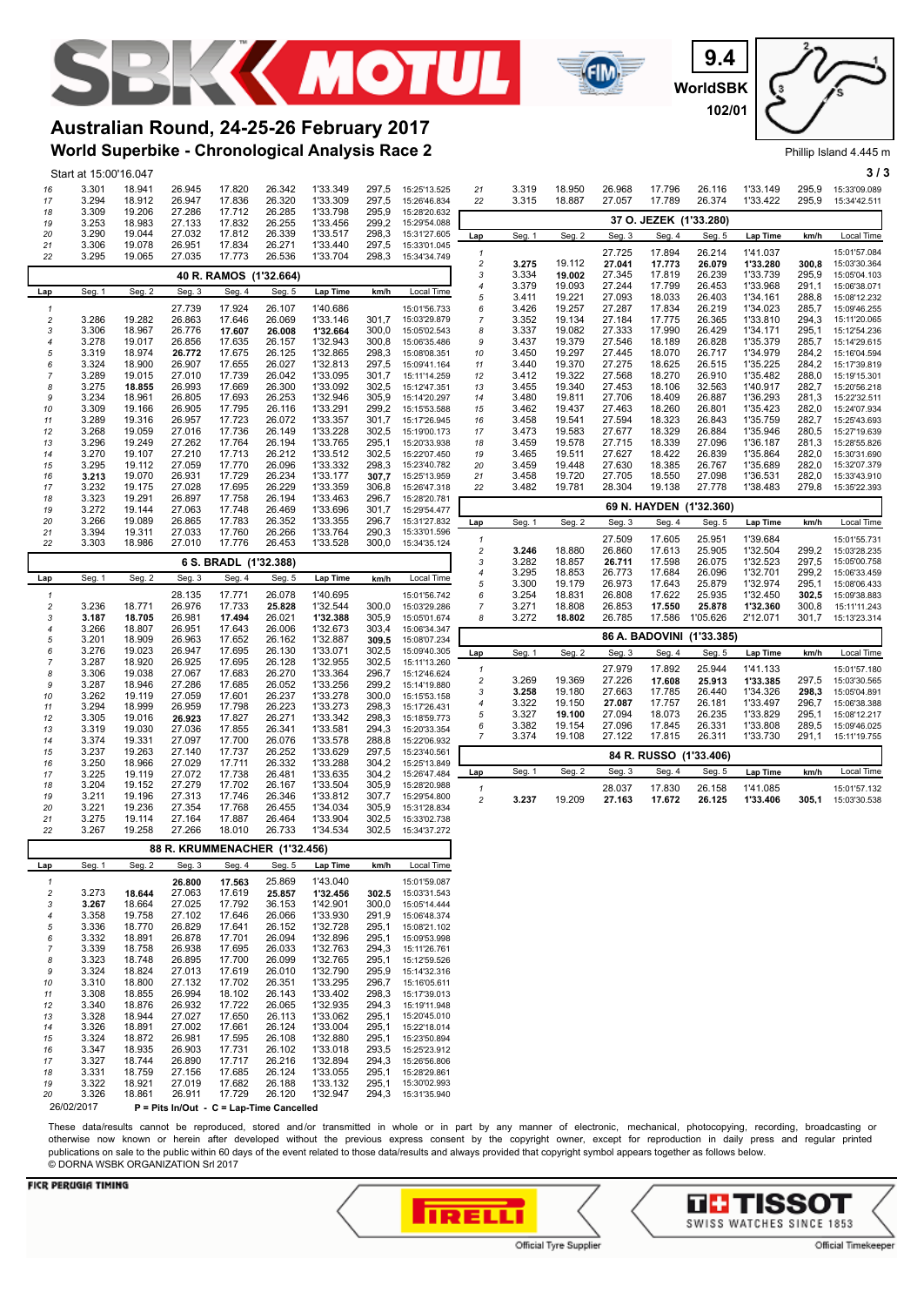# Australian Round, 24-25-26 February 2017

## World Superbike - Chronological Analysis Race 2

9.4 WorldSBK 102/01

Phillip Island 4.445 m

Start at 15:00'16.047

| Lap | Seg. 1 | Seg. 2 | Seg. 3 | Seg. 4 | Seg. 5 | Lap Time | km/h | Local Time |
|---|---|---|---|---|---|---|---|---|
| 16 | 3.301 | 18.941 | 26.945 | 17.820 | 26.342 | 1'33.349 | 297,5 | 15:25'13.525 |
| 17 | 3.294 | 18.912 | 26.947 | 17.836 | 26.320 | 1'33.309 | 297,5 | 15:26'46.834 |
| 18 | 3.309 | 19.206 | 27.286 | 17.712 | 26.285 | 1'33.798 | 295,9 | 15:28'20.632 |
| 19 | 3.253 | 18.983 | 27.133 | 17.832 | 26.255 | 1'33.456 | 299,2 | 15:29'54.088 |
| 20 | 3.290 | 19.044 | 27.032 | 17.812 | 26.339 | 1'33.517 | 298,3 | 15:31'27.605 |
| 21 | 3.306 | 19.078 | 26.951 | 17.834 | 26.271 | 1'33.440 | 297,5 | 15:33'01.045 |
| 22 | 3.295 | 19.065 | 27.035 | 17.773 | 26.536 | 1'33.704 | 298,3 | 15:34'34.749 |

### 40 R. RAMOS (1'32.664)

| Lap | Seg. 1 | Seg. 2 | Seg. 3 | Seg. 4 | Seg. 5 | Lap Time | km/h | Local Time |
|---|---|---|---|---|---|---|---|---|
| 1 | | | 27.739 | 17.924 | 26.107 | 1'40.686 | | 15:01'56.733 |
| 2 | 3.286 | 19.282 | 26.863 | 17.646 | 26.069 | 1'33.146 | 301,7 | 15:03'29.879 |
| 3 | 3.306 | 18.967 | 26.776 | **17.607** | **26.008** | **1'32.664** | 300,0 | 15:05'02.543 |
| 4 | 3.278 | 19.017 | 26.856 | 17.635 | 26.157 | 1'32.943 | 300,8 | 15:06'35.486 |
| 5 | 3.319 | 18.974 | **26.772** | 17.675 | 26.125 | 1'32.865 | 298,3 | 15:08'08.351 |
| 6 | 3.324 | 18.900 | 26.907 | 17.655 | 26.027 | 1'32.813 | 297,5 | 15:09'41.164 |
| 7 | 3.289 | 19.015 | 27.010 | 17.739 | 26.042 | 1'33.095 | 301,7 | 15:11'14.259 |
| 8 | 3.275 | **18.855** | 26.993 | 17.669 | 26.300 | 1'33.092 | 302,5 | 15:12'47.351 |
| 9 | 3.234 | 18.961 | 26.805 | 17.693 | 26.253 | 1'32.946 | 305,9 | 15:14'20.297 |
| 10 | 3.309 | 19.166 | 26.905 | 17.795 | 26.116 | 1'33.291 | 299,2 | 15:15'53.588 |
| 11 | 3.289 | 19.316 | 26.957 | 17.723 | 26.072 | 1'33.357 | 301,7 | 15:17'26.945 |
| 12 | 3.268 | 19.059 | 27.016 | 17.736 | 26.149 | 1'33.228 | 302,5 | 15:19'00.173 |
| 13 | 3.296 | 19.249 | 27.262 | 17.764 | 26.194 | 1'33.765 | 295,1 | 15:20'33.938 |
| 14 | 3.270 | 19.107 | 27.210 | 17.713 | 26.212 | 1'33.512 | 302,5 | 15:22'07.450 |
| 15 | 3.295 | 19.112 | 27.059 | 17.770 | 26.096 | 1'33.332 | 298,3 | 15:23'40.782 |
| 16 | **3.213** | 19.070 | 26.931 | 17.729 | 26.234 | 1'33.177 | **307,7** | 15:25'13.959 |
| 17 | 3.232 | 19.175 | 27.028 | 17.695 | 26.229 | 1'33.359 | 306,8 | 15:26'47.318 |
| 18 | 3.323 | 19.291 | 26.897 | 17.758 | 26.194 | 1'33.463 | 296,7 | 15:28'20.781 |
| 19 | 3.272 | 19.144 | 27.063 | 17.748 | 26.469 | 1'33.696 | 301,7 | 15:29'54.477 |
| 20 | 3.266 | 19.089 | 26.865 | 17.783 | 26.352 | 1'33.355 | 296,7 | 15:31'27.832 |
| 21 | 3.394 | 19.311 | 27.033 | 17.760 | 26.266 | 1'33.764 | 290,3 | 15:33'01.596 |
| 22 | 3.303 | 18.986 | 27.010 | 17.776 | 26.453 | 1'33.528 | 300,0 | 15:34'35.124 |

### 6 S. BRADL (1'32.388)

| Lap | Seg. 1 | Seg. 2 | Seg. 3 | Seg. 4 | Seg. 5 | Lap Time | km/h | Local Time |
|---|---|---|---|---|---|---|---|---|
| 1 | | | 28.135 | 17.771 | 26.078 | 1'40.695 | | 15:01'56.742 |
| 2 | 3.236 | 18.771 | 26.976 | 17.733 | **25.828** | 1'32.544 | 300,0 | 15:03'29.286 |
| 3 | **3.187** | **18.705** | 26.981 | **17.494** | 26.021 | **1'32.388** | 305,9 | 15:05'01.674 |
| 4 | 3.266 | 18.807 | 26.951 | 17.643 | 26.006 | 1'32.673 | 303,4 | 15:06'34.347 |
| 5 | 3.201 | 18.909 | 26.963 | 17.652 | 26.162 | 1'32.887 | **309,5** | 15:08'07.234 |
| 6 | 3.276 | 19.023 | 26.947 | 17.695 | 26.130 | 1'33.071 | 302,5 | 15:09'40.305 |
| 7 | 3.287 | 18.920 | 26.925 | 17.695 | 26.128 | 1'32.955 | 302,5 | 15:11'13.260 |
| 8 | 3.306 | 19.038 | 27.067 | 17.683 | 26.270 | 1'33.364 | 296,7 | 15:12'46.624 |
| 9 | 3.287 | 18.946 | 27.286 | 17.685 | 26.052 | 1'33.256 | 299,2 | 15:14'19.880 |
| 10 | 3.262 | 19.119 | 27.059 | 17.601 | 26.237 | 1'33.278 | 300,0 | 15:15'53.158 |
| 11 | 3.294 | 18.999 | 26.959 | 17.798 | 26.223 | 1'33.273 | 298,3 | 15:17'26.431 |
| 12 | 3.305 | 19.016 | **26.923** | 17.827 | 26.271 | 1'33.342 | 298,3 | 15:18'59.773 |
| 13 | 3.319 | 19.030 | 27.036 | 17.855 | 26.341 | 1'33.581 | 294,3 | 15:20'33.354 |
| 14 | 3.374 | 19.331 | 27.097 | 17.700 | 26.076 | 1'33.578 | 288,8 | 15:22'06.932 |
| 15 | 3.237 | 19.263 | 27.140 | 17.737 | 26.252 | 1'33.629 | 297,5 | 15:23'40.561 |
| 16 | 3.250 | 18.966 | 27.029 | 17.711 | 26.332 | 1'33.288 | 304,2 | 15:25'13.849 |
| 17 | 3.225 | 19.119 | 27.072 | 17.738 | 26.481 | 1'33.635 | 304,2 | 15:26'47.484 |
| 18 | 3.204 | 19.152 | 27.279 | 17.702 | 26.167 | 1'33.504 | 305,9 | 15:28'20.988 |
| 19 | 3.211 | 19.196 | 27.313 | 17.746 | 26.346 | 1'33.812 | 307,7 | 15:29'54.800 |
| 20 | 3.221 | 19.236 | 27.354 | 17.768 | 26.455 | 1'34.034 | 305,9 | 15:31'28.834 |
| 21 | 3.275 | 19.114 | 27.164 | 17.887 | 26.464 | 1'33.904 | 302,5 | 15:33'02.738 |
| 22 | 3.267 | 19.258 | 27.266 | 18.010 | 26.733 | 1'34.534 | 302,5 | 15:34'37.272 |

### 88 R. KRUMMENACHER (1'32.456)

| Lap | Seg. 1 | Seg. 2 | Seg. 3 | Seg. 4 | Seg. 5 | Lap Time | km/h | Local Time |
|---|---|---|---|---|---|---|---|---|
| 1 | | | **26.800** | **17.563** | 25.869 | 1'43.040 | | 15:01'59.087 |
| 2 | 3.273 | **18.644** | 27.063 | 17.619 | **25.857** | **1'32.456** | **302,5** | 15:03'31.543 |
| 3 | **3.267** | 18.664 | 27.025 | 17.792 | 36.153 | 1'42.901 | 300,0 | 15:05'14.444 |
| 4 | 3.358 | 19.758 | 27.102 | 17.646 | 26.066 | 1'33.930 | 291,9 | 15:06'48.374 |
| 5 | 3.336 | 18.770 | 26.829 | 17.641 | 26.152 | 1'32.728 | 295,1 | 15:08'21.102 |
| 6 | 3.332 | 18.891 | 26.878 | 17.701 | 26.094 | 1'32.896 | 295,1 | 15:09'53.998 |
| 7 | 3.339 | 18.758 | 26.938 | 17.695 | 26.033 | 1'32.763 | 294,3 | 15:11'26.761 |
| 8 | 3.323 | 18.748 | 26.895 | 17.700 | 26.099 | 1'32.765 | 295,1 | 15:12'59.526 |
| 9 | 3.324 | 18.824 | 27.013 | 17.619 | 26.010 | 1'32.790 | 295,9 | 15:14'32.316 |
| 10 | 3.310 | 18.800 | 27.132 | 17.702 | 26.351 | 1'33.295 | 296,7 | 15:16'05.611 |
| 11 | 3.308 | 18.855 | 26.994 | 18.102 | 26.143 | 1'33.402 | 298,3 | 15:17'39.013 |
| 12 | 3.340 | 18.876 | 26.932 | 17.722 | 26.065 | 1'32.935 | 294,3 | 15:19'11.948 |
| 13 | 3.328 | 18.944 | 27.027 | 17.650 | 26.113 | 1'33.062 | 295,1 | 15:20'45.010 |
| 14 | 3.326 | 18.891 | 27.002 | 17.661 | 26.124 | 1'33.004 | 295,1 | 15:22'18.014 |
| 15 | 3.324 | 18.872 | 26.981 | 17.595 | 26.108 | 1'32.880 | 295,1 | 15:23'50.894 |
| 16 | 3.347 | 18.935 | 26.903 | 17.731 | 26.102 | 1'33.018 | 293,5 | 15:25'23.912 |
| 17 | 3.327 | 18.744 | 26.890 | 17.717 | 26.216 | 1'32.894 | 294,3 | 15:26'56.806 |
| 18 | 3.331 | 18.759 | 27.156 | 17.685 | 26.124 | 1'33.055 | 295,1 | 15:28'29.861 |
| 19 | 3.322 | 18.921 | 27.019 | 17.682 | 26.188 | 1'33.132 | 295,1 | 15:30'02.993 |
| 20 | 3.326 | 18.861 | 26.911 | 17.729 | 26.120 | 1'32.947 | 294,3 | 15:31'35.940 |

| Lap | Seg. 1 | Seg. 2 | Seg. 3 | Seg. 4 | Seg. 5 | Lap Time | km/h | Local Time |
|---|---|---|---|---|---|---|---|---|
| 21 | 3.319 | 18.950 | 26.968 | 17.796 | 26.116 | 1'33.149 | 295,9 | 15:33'09.089 |
| 22 | 3.315 | 18.887 | 27.057 | 17.789 | 26.374 | 1'33.422 | 295,9 | 15:34'42.511 |

### 37 O. JEZEK (1'33.280)

| Lap | Seg. 1 | Seg. 2 | Seg. 3 | Seg. 4 | Seg. 5 | Lap Time | km/h | Local Time |
|---|---|---|---|---|---|---|---|---|
| 1 | | | 27.725 | 17.894 | 26.214 | 1'41.037 | | 15:01'57.084 |
| 2 | **3.275** | 19.112 | **27.041** | **17.773** | **26.079** | **1'33.280** | **300,8** | 15:03'30.364 |
| 3 | 3.334 | **19.002** | 27.345 | 17.819 | 26.239 | 1'33.739 | 295,9 | 15:05'04.103 |
| 4 | 3.379 | 19.093 | 27.244 | 17.799 | 26.453 | 1'33.968 | 291,1 | 15:06'38.071 |
| 5 | 3.411 | 19.221 | 27.093 | 18.033 | 26.403 | 1'34.161 | 288,8 | 15:08'12.232 |
| 6 | 3.426 | 19.257 | 27.287 | 17.834 | 26.219 | 1'34.023 | 285,7 | 15:09'46.255 |
| 7 | 3.352 | 19.134 | 27.184 | 17.775 | 26.365 | 1'33.810 | 294,3 | 15:11'20.065 |
| 8 | 3.337 | 19.082 | 27.333 | 17.990 | 26.429 | 1'34.171 | 295,1 | 15:12'54.236 |
| 9 | 3.437 | 19.379 | 27.546 | 18.189 | 26.828 | 1'35.379 | 285,7 | 15:14'29.615 |
| 10 | 3.450 | 19.297 | 27.445 | 18.070 | 26.717 | 1'34.979 | 284,2 | 15:16'04.594 |
| 11 | 3.440 | 19.370 | 27.275 | 18.625 | 26.515 | 1'35.225 | 284,2 | 15:17'39.819 |
| 12 | 3.412 | 19.322 | 27.568 | 18.270 | 26.910 | 1'35.482 | 288,0 | 15:19'15.301 |
| 13 | 3.455 | 19.340 | 27.453 | 18.106 | 32.563 | 1'40.917 | 282,7 | 15:20'56.218 |
| 14 | 3.480 | 19.811 | 27.706 | 18.409 | 26.887 | 1'36.293 | 281,3 | 15:22'32.511 |
| 15 | 3.462 | 19.437 | 27.463 | 18.260 | 26.801 | 1'35.423 | 282,0 | 15:24'07.934 |
| 16 | 3.458 | 19.541 | 27.594 | 18.323 | 26.843 | 1'35.759 | 282,7 | 15:25'43.693 |
| 17 | 3.473 | 19.583 | 27.677 | 18.329 | 26.884 | 1'35.946 | 280,5 | 15:27'19.639 |
| 18 | 3.459 | 19.578 | 27.715 | 18.339 | 27.096 | 1'36.187 | 281,3 | 15:28'55.826 |
| 19 | 3.465 | 19.511 | 27.627 | 18.422 | 26.839 | 1'35.864 | 282,0 | 15:30'31.690 |
| 20 | 3.459 | 19.448 | 27.630 | 18.385 | 26.767 | 1'35.689 | 282,0 | 15:32'07.379 |
| 21 | 3.458 | 19.720 | 27.705 | 18.550 | 27.098 | 1'36.531 | 282,0 | 15:33'43.910 |
| 22 | 3.482 | 19.781 | 28.304 | 19.138 | 27.778 | 1'38.483 | 279,8 | 15:35'22.393 |

### 69 N. HAYDEN (1'32.360)

| Lap | Seg. 1 | Seg. 2 | Seg. 3 | Seg. 4 | Seg. 5 | Lap Time | km/h | Local Time |
|---|---|---|---|---|---|---|---|---|
| 1 | | | 27.509 | 17.605 | 25.951 | 1'39.684 | | 15:01'55.731 |
| 2 | **3.246** | 18.880 | 26.860 | 17.613 | 25.905 | 1'32.504 | 299,2 | 15:03'28.235 |
| 3 | 3.282 | 18.857 | **26.711** | 17.598 | 26.075 | 1'32.523 | 297,5 | 15:05'00.758 |
| 4 | 3.295 | 18.853 | 26.773 | 17.684 | 26.096 | 1'32.701 | 299,2 | 15:06'33.459 |
| 5 | 3.300 | 19.179 | 26.973 | 17.643 | 25.879 | 1'32.974 | 295,1 | 15:08'06.433 |
| 6 | 3.254 | 18.831 | 26.808 | 17.622 | 25.935 | 1'32.450 | **302,5** | 15:09'38.883 |
| 7 | 3.271 | 18.808 | 26.853 | **17.550** | **25.878** | **1'32.360** | 300,8 | 15:11'11.243 |
| 8 | 3.272 | **18.802** | 26.785 | 17.586 | 1'05.626 | 2'12.071 | 301,7 | 15:13'23.314 |

### 86 A. BADOVINI (1'33.385)

| Lap | Seg. 1 | Seg. 2 | Seg. 3 | Seg. 4 | Seg. 5 | Lap Time | km/h | Local Time |
|---|---|---|---|---|---|---|---|---|
| 1 | | | 27.979 | 17.892 | 25.944 | 1'41.133 | | 15:01'57.180 |
| 2 | 3.269 | 19.369 | 27.226 | **17.608** | **25.913** | **1'33.385** | 297,5 | 15:03'30.565 |
| 3 | **3.258** | 19.180 | 27.663 | 17.785 | 26.440 | 1'34.326 | **298,3** | 15:05'04.891 |
| 4 | 3.322 | 19.150 | **27.087** | 17.757 | 26.181 | 1'33.497 | 296,7 | 15:06'38.388 |
| 5 | 3.327 | **19.100** | 27.094 | 18.073 | 26.235 | 1'33.829 | 295,1 | 15:08'12.217 |
| 6 | 3.382 | 19.154 | 27.096 | 17.845 | 26.331 | 1'33.808 | 289,5 | 15:09'46.025 |
| 7 | 3.374 | 19.108 | 27.122 | 17.815 | 26.311 | 1'33.730 | 291,1 | 15:11'19.755 |

### 84 R. RUSSO (1'33.406)

| Lap | Seg. 1 | Seg. 2 | Seg. 3 | Seg. 4 | Seg. 5 | Lap Time | km/h | Local Time |
|---|---|---|---|---|---|---|---|---|
| 1 | | | 28.037 | 17.830 | 26.158 | 1'41.085 | | 15:01'57.132 |
| 2 | **3.237** | 19.209 | **27.163** | **17.672** | **26.125** | **1'33.406** | **305,1** | 15:03'30.538 |

26/02/2017

**P = Pits In/Out - C = Lap-Time Cancelled**

These data/results cannot be reproduced, stored and/or transmitted in whole or in part by any manner of electronic, mechanical, photocopying, recording, broadcasting or otherwise now known or herein after developed without the previous express consent by the copyright owner, except for reproduction in daily press and regular printed publications on sale to the public within 60 days of the event related to those data/results and always provided that copyright symbol appears together as follows below.
© DORNA WSBK ORGANIZATION Srl 2017

FICR PERUGIA TIMING

Official Tyre Supplier — PIRELLI

Official Timekeeper — TISSOT SWISS WATCHES SINCE 1853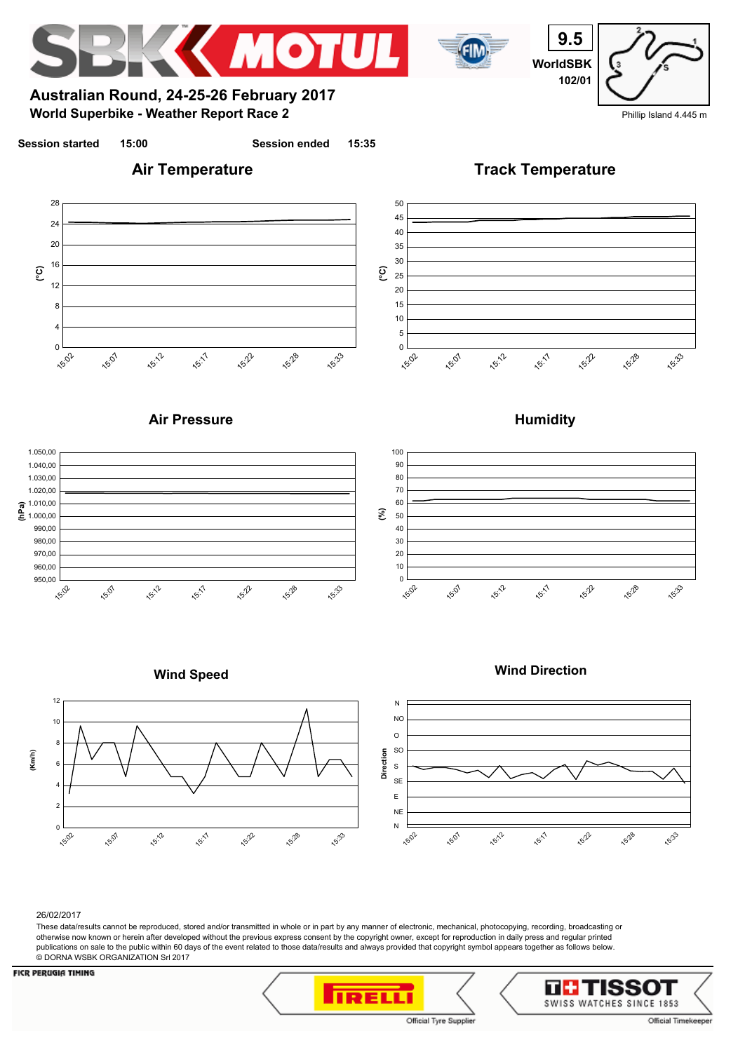# Australian Round, 24-25-26 February 2017

## World Superbike - Weather Report Race 2

9.5

WorldSBK

102/01

Phillip Island 4.445 m

**Session started** 15:00 **Session ended** 15:35

### Air Temperature

### Track Temperature

### Air Pressure

### Humidity

### Wind Speed

### Wind Direction

26/02/2017

These data/results cannot be reproduced, stored and/or transmitted in whole or in part by any manner of electronic, mechanical, photocopying, recording, broadcasting or otherwise now known or herein after developed without the previous express consent by the copyright owner, except for reproduction in daily press and regular printed publications on sale to the public within 60 days of the event related to those data/results and always provided that copyright symbol appears together as follows below.
© DORNA WSBK ORGANIZATION Srl 2017

FICR PERUGIA TIMING

Official Tyre Supplier

Official Timekeeper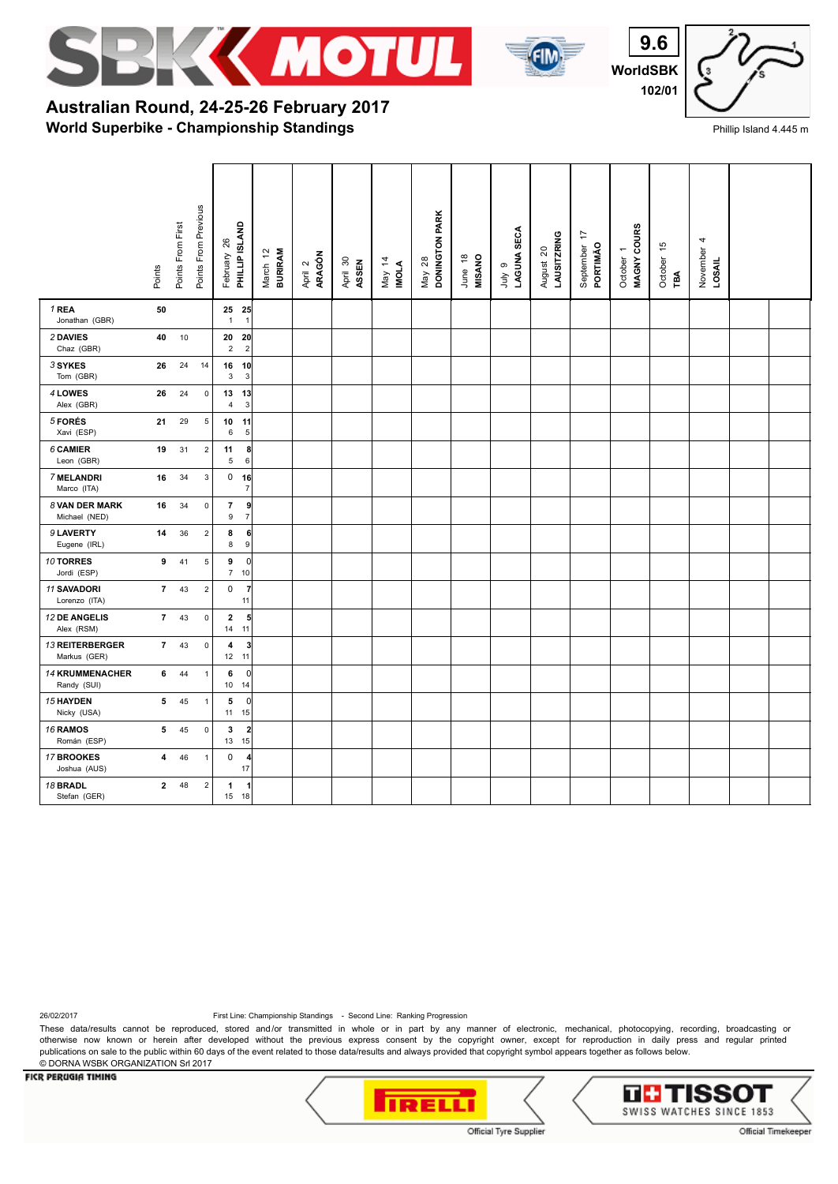# Australian Round, 24-25-26 February 2017

## World Superbike - Championship Standings

9.6
WorldSBK
102/01

Phillip Island 4.445 m

| | Points | Points From First | Points From Previous | February 26 PHILLIP ISLAND | | March 12 BURIRAM | April 2 ARAGÓN | April 30 ASSEN | May 14 IMOLA | May 28 DONINGTON PARK | June 18 MISANO | July 9 LAGUNA SECA | August 20 LAUSITZRING | September 17 PORTIMÃO | October 1 MAGNY COURS | October 15 TBA | November 4 LOSAIL | | |
|---|---|---|---|---|---|---|---|---|---|---|---|---|---|---|---|---|---|---|---|
| 1 REA Jonathan (GBR) | 50 | | | 25 / 1 | 25 / 1 | | | | | | | | | | | | | | |
| 2 DAVIES Chaz (GBR) | 40 | 10 | | 20 / 2 | 20 / 2 | | | | | | | | | | | | | | |
| 3 SYKES Tom (GBR) | 26 | 24 | 14 | 16 / 3 | 10 / 3 | | | | | | | | | | | | | | |
| 4 LOWES Alex (GBR) | 26 | 24 | 0 | 13 / 4 | 13 / 3 | | | | | | | | | | | | | | |
| 5 FORÉS Xavi (ESP) | 21 | 29 | 5 | 10 / 6 | 11 / 5 | | | | | | | | | | | | | | |
| 6 CAMIER Leon (GBR) | 19 | 31 | 2 | 11 / 5 | 8 / 6 | | | | | | | | | | | | | | |
| 7 MELANDRI Marco (ITA) | 16 | 34 | 3 | 0 | 16 / 7 | | | | | | | | | | | | | | |
| 8 VAN DER MARK Michael (NED) | 16 | 34 | 0 | 7 / 9 | 9 / 7 | | | | | | | | | | | | | | |
| 9 LAVERTY Eugene (IRL) | 14 | 36 | 2 | 8 / 8 | 6 / 9 | | | | | | | | | | | | | | |
| 10 TORRES Jordi (ESP) | 9 | 41 | 5 | 9 / 7 | 0 / 10 | | | | | | | | | | | | | | |
| 11 SAVADORI Lorenzo (ITA) | 7 | 43 | 2 | 0 | 7 / 11 | | | | | | | | | | | | | | |
| 12 DE ANGELIS Alex (RSM) | 7 | 43 | 0 | 2 / 14 | 5 / 11 | | | | | | | | | | | | | | |
| 13 REITERBERGER Markus (GER) | 7 | 43 | 0 | 4 / 12 | 3 / 11 | | | | | | | | | | | | | | |
| 14 KRUMMENACHER Randy (SUI) | 6 | 44 | 1 | 6 / 10 | 0 / 14 | | | | | | | | | | | | | | |
| 15 HAYDEN Nicky (USA) | 5 | 45 | 1 | 5 / 11 | 0 / 15 | | | | | | | | | | | | | | |
| 16 RAMOS Román (ESP) | 5 | 45 | 0 | 3 / 13 | 2 / 15 | | | | | | | | | | | | | | |
| 17 BROOKES Joshua (AUS) | 4 | 46 | 1 | 0 | 4 / 17 | | | | | | | | | | | | | | |
| 18 BRADL Stefan (GER) | 2 | 48 | 2 | 1 / 15 | 1 / 18 | | | | | | | | | | | | | | |

26/02/2017 First Line: Championship Standings - Second Line: Ranking Progression

These data/results cannot be reproduced, stored and/or transmitted in whole or in part by any manner of electronic, mechanical, photocopying, recording, broadcasting or otherwise now known or herein after developed without the previous express consent by the copyright owner, except for reproduction in daily press and regular printed publications on sale to the public within 60 days of the event related to those data/results and always provided that copyright symbol appears together as follows below.
© DORNA WSBK ORGANIZATION Srl 2017

FICR PERUGIA TIMING

Official Tyre Supplier

Official Timekeeper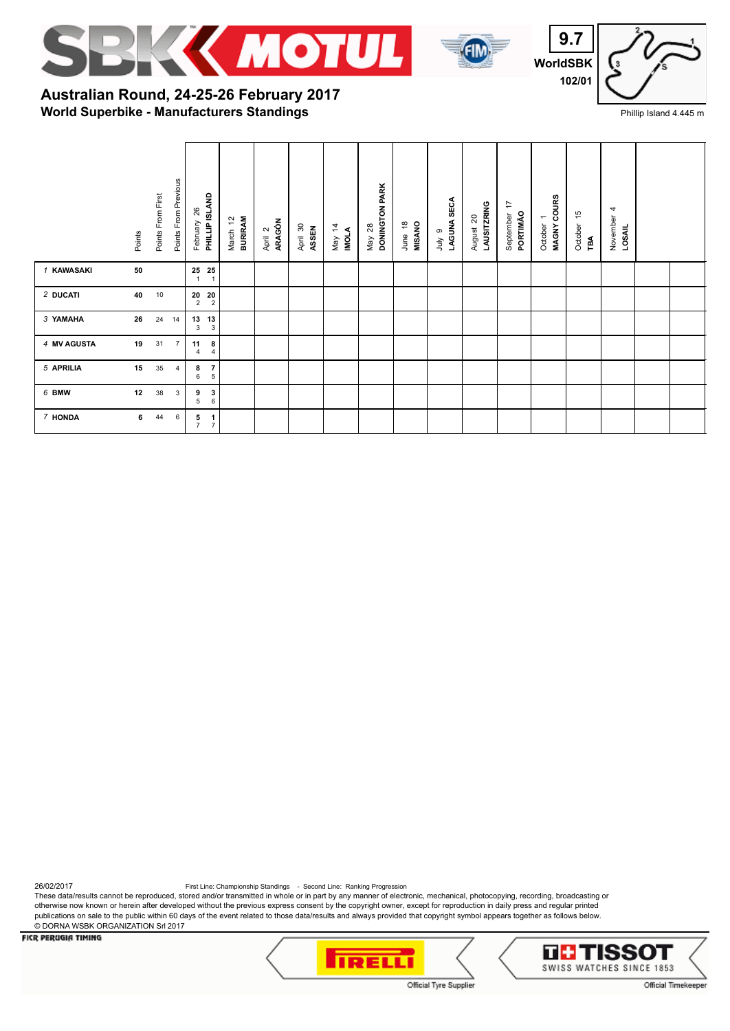9.7
WorldSBK
102/01

Phillip Island 4.445 m

# Australian Round, 24-25-26 February 2017
## World Superbike - Manufacturers Standings

| | Points | Points From First | Points From Previous | February 26 PHILLIP ISLAND | March 12 BURIRAM | April 2 ARAGÓN | April 30 ASSEN | May 14 IMOLA | May 28 DONINGTON PARK | June 18 MISANO | July 9 LAGUNA SECA | August 20 LAUSITZRING | September 17 PORTIMÃO | October 1 MAGNY COURS | October 15 TBA | November 4 LOSAIL | | |
|---|---|---|---|---|---|---|---|---|---|---|---|---|---|---|---|---|---|---|
| 1 KAWASAKI | 50 | | | 25 25 / 1 1 | | | | | | | | | | | | | | |
| 2 DUCATI | 40 | 10 | | 20 20 / 2 2 | | | | | | | | | | | | | | |
| 3 YAMAHA | 26 | 24 | 14 | 13 13 / 3 3 | | | | | | | | | | | | | | |
| 4 MV AGUSTA | 19 | 31 | 7 | 11 8 / 4 4 | | | | | | | | | | | | | | |
| 5 APRILIA | 15 | 35 | 4 | 8 7 / 6 5 | | | | | | | | | | | | | | |
| 6 BMW | 12 | 38 | 3 | 9 3 / 5 6 | | | | | | | | | | | | | | |
| 7 HONDA | 6 | 44 | 6 | 5 1 / 7 7 | | | | | | | | | | | | | | |

26/02/2017 First Line: Championship Standings - Second Line: Ranking Progression

These data/results cannot be reproduced, stored and/or transmitted in whole or in part by any manner of electronic, mechanical, photocopying, recording, broadcasting or otherwise now known or herein after developed without the previous express consent by the copyright owner, except for reproduction in daily press and regular printed publications on sale to the public within 60 days of the event related to those data/results and always provided that copyright symbol appears together as follows below.
© DORNA WSBK ORGANIZATION Srl 2017

FICR PERUGIA TIMING — Official Tyre Supplier — Official Timekeeper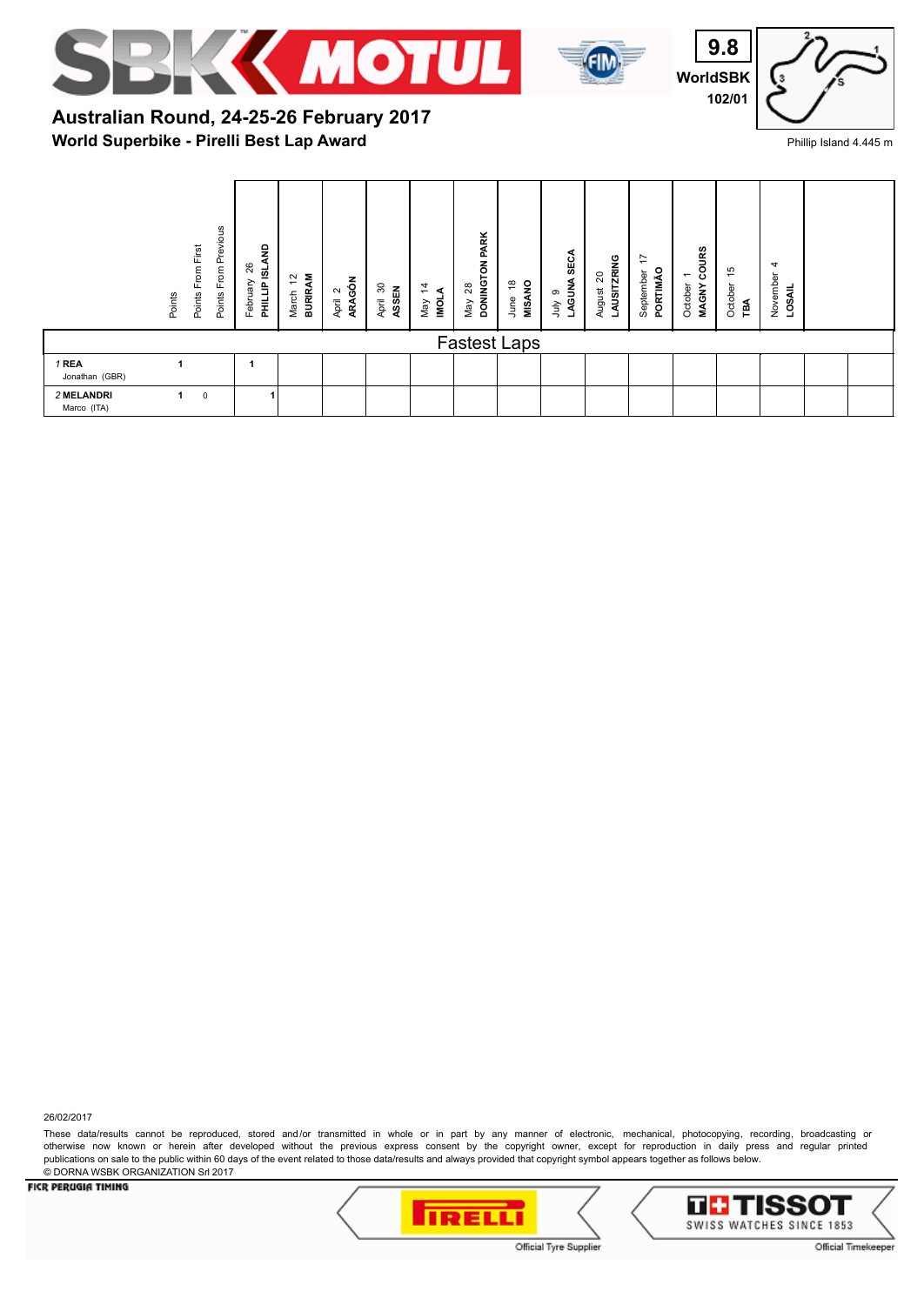# Australian Round, 24-25-26 February 2017

## World Superbike - Pirelli Best Lap Award

9.8
WorldSBK
102/01

Phillip Island 4.445 m

| | Points | Points From First | Points From Previous | February 26 PHILLIP ISLAND | March 12 BURIRAM | April 2 ARAGÓN | April 30 ASSEN | May 14 IMOLA | May 28 DONINGTON PARK | June 18 MISANO | July 9 LAGUNA SECA | August 20 LAUSITZRING | September 17 PORTIMÃO | October 1 MAGNY COURS | October 15 TBA | November 4 LOSAIL | | |
|---|---|---|---|---|---|---|---|---|---|---|---|---|---|---|---|---|---|---|
| **Fastest Laps** | | | | | | | | | | | | | | | | | | |
| 1 **REA** Jonathan (GBR) | 1 | | | 1 | | | | | | | | | | | | | | |
| 2 **MELANDRI** Marco (ITA) | 1 | 0 | | 1 | | | | | | | | | | | | | | |

26/02/2017

These data/results cannot be reproduced, stored and/or transmitted in whole or in part by any manner of electronic, mechanical, photocopying, recording, broadcasting or otherwise now known or herein after developed without the previous express consent by the copyright owner, except for reproduction in daily press and regular printed publications on sale to the public within 60 days of the event related to those data/results and always provided that copyright symbol appears together as follows below.
© DORNA WSBK ORGANIZATION Srl 2017

FICR PERUGIA TIMING

Official Tyre Supplier

Official Timekeeper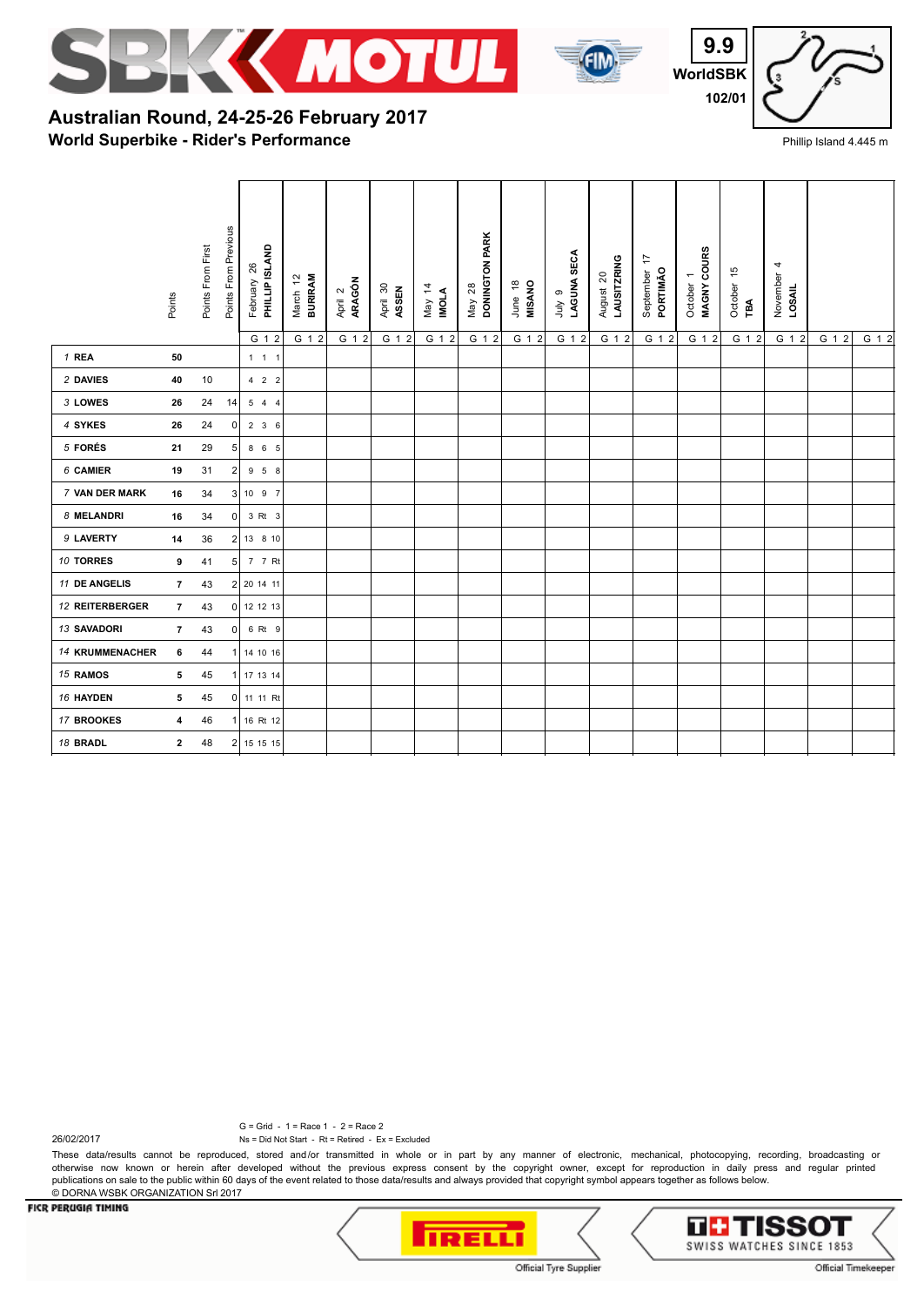# Australian Round, 24-25-26 February 2017

## World Superbike - Rider's Performance

9.9
WorldSBK
102/01

Phillip Island 4.445 m

| | Points | Points From First | Points From Previous | February 26 PHILLIP ISLAND | March 12 BURIRAM | April 2 ARAGÓN | April 30 ASSEN | May 14 IMOLA | May 28 DONINGTON PARK | June 18 MISANO | July 9 LAGUNA SECA | August 20 LAUSITZRING | September 17 PORTIMÃO | October 1 MAGNY COURS | October 15 TBA | November 4 LOSAIL | | |
|---|---|---|---|---|---|---|---|---|---|---|---|---|---|---|---|---|---|---|
| | | | | G 1 2 | G 1 2 | G 1 2 | G 1 2 | G 1 2 | G 1 2 | G 1 2 | G 1 2 | G 1 2 | G 1 2 | G 1 2 | G 1 2 | G 1 2 | G 1 2 | G 1 2 |
| 1 REA | 50 | | | 1 1 1 | | | | | | | | | | | | | | |
| 2 DAVIES | 40 | 10 | | 4 2 2 | | | | | | | | | | | | | | |
| 3 LOWES | 26 | 24 | 14 | 5 4 4 | | | | | | | | | | | | | | |
| 4 SYKES | 26 | 24 | 0 | 2 3 6 | | | | | | | | | | | | | | |
| 5 FORÉS | 21 | 29 | 5 | 8 6 5 | | | | | | | | | | | | | | |
| 6 CAMIER | 19 | 31 | 2 | 9 5 8 | | | | | | | | | | | | | | |
| 7 VAN DER MARK | 16 | 34 | 3 | 10 9 7 | | | | | | | | | | | | | | |
| 8 MELANDRI | 16 | 34 | 0 | 3 Rt 3 | | | | | | | | | | | | | | |
| 9 LAVERTY | 14 | 36 | 2 | 13 8 10 | | | | | | | | | | | | | | |
| 10 TORRES | 9 | 41 | 5 | 7 7 Rt | | | | | | | | | | | | | | |
| 11 DE ANGELIS | 7 | 43 | 2 | 20 14 11 | | | | | | | | | | | | | | |
| 12 REITERBERGER | 7 | 43 | 0 | 12 12 13 | | | | | | | | | | | | | | |
| 13 SAVADORI | 7 | 43 | 0 | 6 Rt 9 | | | | | | | | | | | | | | |
| 14 KRUMMENACHER | 6 | 44 | 1 | 14 10 16 | | | | | | | | | | | | | | |
| 15 RAMOS | 5 | 45 | 1 | 17 13 14 | | | | | | | | | | | | | | |
| 16 HAYDEN | 5 | 45 | 0 | 11 11 Rt | | | | | | | | | | | | | | |
| 17 BROOKES | 4 | 46 | 1 | 16 Rt 12 | | | | | | | | | | | | | | |
| 18 BRADL | 2 | 48 | 2 | 15 15 15 | | | | | | | | | | | | | | |

G = Grid - 1 = Race 1 - 2 = Race 2
Ns = Did Not Start - Rt = Retired - Ex = Excluded

26/02/2017

These data/results cannot be reproduced, stored and/or transmitted in whole or in part by any manner of electronic, mechanical, photocopying, recording, broadcasting or otherwise now known or herein after developed without the previous express consent by the copyright owner, except for reproduction in daily press and regular printed publications on sale to the public within 60 days of the event related to those data/results and always provided that copyright symbol appears together as follows below.
© DORNA WSBK ORGANIZATION Srl 2017

FICR PERUGIA TIMING

Official Tyre Supplier

Official Timekeeper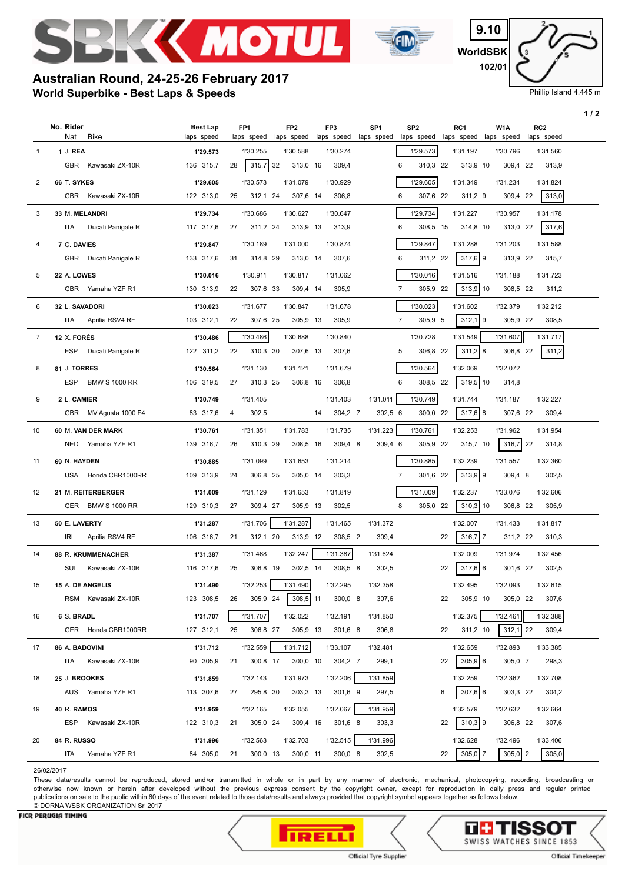# Australian Round, 24-25-26 February 2017

## World Superbike - Best Laps & Speeds

9.10
WorldSBK
102/01

Phillip Island 4.445 m

| | No. Rider / Nat Bike | Best Lap / laps speed | FP1 / laps speed | FP2 / laps speed | FP3 / laps speed | SP1 / laps speed | SP2 / laps speed | RC1 / laps speed | W1A / laps speed | RC2 / laps speed |
|---|---|---|---|---|---|---|---|---|---|---|
| 1 | 1 J. REA | 1'29.573 | 1'30.255 | 1'30.588 | 1'30.274 | | 1'29.573 | 1'31.197 | 1'30.796 | 1'31.560 |
| | GBR Kawasaki ZX-10R | 136 315,7 | 28 315,7 | 32 313,0 | 16 309,4 | | 6 310,3 | 22 313,9 | 10 309,4 | 22 313,9 |
| 2 | 66 T. SYKES | 1'29.605 | 1'30.573 | 1'31.079 | 1'30.929 | | 1'29.605 | 1'31.349 | 1'31.234 | 1'31.824 |
| | GBR Kawasaki ZX-10R | 122 313,0 | 25 312,1 | 24 307,6 | 14 306,8 | | 6 307,6 | 22 311,2 | 9 309,4 | 22 313,0 |
| 3 | 33 M. MELANDRI | 1'29.734 | 1'30.686 | 1'30.627 | 1'30.647 | | 1'29.734 | 1'31.227 | 1'30.957 | 1'31.178 |
| | ITA Ducati Panigale R | 117 317,6 | 27 311,2 | 24 313,9 | 13 313,9 | | 6 308,5 | 15 314,8 | 10 313,0 | 22 317,6 |
| 4 | 7 C. DAVIES | 1'29.847 | 1'30.189 | 1'31.000 | 1'30.874 | | 1'29.847 | 1'31.288 | 1'31.203 | 1'31.588 |
| | GBR Ducati Panigale R | 133 317,6 | 31 314,8 | 29 313,0 | 14 307,6 | | 6 311,2 | 22 317,6 | 9 313,9 | 22 315,7 |
| 5 | 22 A. LOWES | 1'30.016 | 1'30.911 | 1'30.817 | 1'31.062 | | 1'30.016 | 1'31.516 | 1'31.188 | 1'31.723 |
| | GBR Yamaha YZF R1 | 130 313,9 | 22 307,6 | 33 309,4 | 14 305,9 | | 7 305,9 | 22 313,9 | 10 308,5 | 22 311,2 |
| 6 | 32 L. SAVADORI | 1'30.023 | 1'31.677 | 1'30.847 | 1'31.678 | | 1'30.023 | 1'31.602 | 1'32.379 | 1'32.212 |
| | ITA Aprilia RSV4 RF | 103 312,1 | 22 307,6 | 25 305,9 | 13 305,9 | | 7 305,9 | 5 312,1 | 9 305,9 | 22 308,5 |
| 7 | 12 X. FORÉS | 1'30.486 | 1'30.486 | 1'30.688 | 1'30.840 | | 1'30.728 | 1'31.549 | 1'31.607 | 1'31.717 |
| | ESP Ducati Panigale R | 122 311,2 | 22 310,3 | 30 307,6 | 13 307,6 | | 5 306,8 | 22 311,2 | 8 306,8 | 22 311,2 |
| 8 | 81 J. TORRES | 1'30.564 | 1'31.130 | 1'31.121 | 1'31.679 | | 1'30.564 | 1'32.069 | 1'32.072 | |
| | ESP BMW S 1000 RR | 106 319,5 | 27 310,3 | 25 306,8 | 16 306,8 | | 6 308,5 | 22 319,5 | 10 314,8 | |
| 9 | 2 L. CAMIER | 1'30.749 | 1'31.405 | | 1'31.403 | 1'31.011 | 1'30.749 | 1'31.744 | 1'31.187 | 1'32.227 |
| | GBR MV Agusta 1000 F4 | 83 317,6 | 4 302,5 | | 14 304,2 | 7 302,5 | 6 300,0 | 22 317,6 | 8 307,6 | 22 309,4 |
| 10 | 60 M. VAN DER MARK | 1'30.761 | 1'31.351 | 1'31.783 | 1'31.735 | 1'31.223 | 1'30.761 | 1'32.253 | 1'31.962 | 1'31.954 |
| | NED Yamaha YZF R1 | 139 316,7 | 26 310,3 | 29 308,5 | 16 309,4 | 8 309,4 | 6 305,9 | 22 315,7 | 10 316,7 | 22 314,8 |
| 11 | 69 N. HAYDEN | 1'30.885 | 1'31.099 | 1'31.653 | 1'31.214 | | 1'30.885 | 1'32.239 | 1'31.557 | 1'32.360 |
| | USA Honda CBR1000RR | 109 313,9 | 24 306,8 | 25 305,0 | 14 303,3 | | 7 301,6 | 22 313,9 | 9 309,4 | 8 302,5 |
| 12 | 21 M. REITERBERGER | 1'31.009 | 1'31.129 | 1'31.653 | 1'31.819 | | 1'31.009 | 1'32.237 | 1'33.076 | 1'32.606 |
| | GER BMW S 1000 RR | 129 310,3 | 27 309,4 | 27 305,9 | 13 302,5 | | 8 305,0 | 22 310,3 | 10 306,8 | 22 305,9 |
| 13 | 50 E. LAVERTY | 1'31.287 | 1'31.706 | 1'31.287 | 1'31.465 | 1'31.372 | | 1'32.007 | 1'31.433 | 1'31.817 |
| | IRL Aprilia RSV4 RF | 106 316,7 | 21 312,1 | 20 313,9 | 12 308,5 | 2 309,4 | | 22 316,7 | 7 311,2 | 22 310,3 |
| 14 | 88 R. KRUMMENACHER | 1'31.387 | 1'31.468 | 1'32.247 | 1'31.387 | 1'31.624 | | 1'32.009 | 1'31.974 | 1'32.456 |
| | SUI Kawasaki ZX-10R | 116 317,6 | 25 306,8 | 19 302,5 | 14 308,5 | 8 302,5 | | 22 317,6 | 6 301,6 | 22 302,5 |
| 15 | 15 A. DE ANGELIS | 1'31.490 | 1'32.253 | 1'31.490 | 1'32.295 | 1'32.358 | | 1'32.495 | 1'32.093 | 1'32.615 |
| | RSM Kawasaki ZX-10R | 123 308,5 | 26 305,9 | 24 308,5 | 11 300,0 | 8 307,6 | | 22 305,9 | 10 305,0 | 22 307,6 |
| 16 | 6 S. BRADL | 1'31.707 | 1'31.707 | 1'32.022 | 1'32.191 | 1'31.850 | | 1'32.375 | 1'32.461 | 1'32.388 |
| | GER Honda CBR1000RR | 127 312,1 | 25 306,8 | 27 305,9 | 13 301,6 | 8 306,8 | | 22 311,2 | 10 312,1 | 22 309,4 |
| 17 | 86 A. BADOVINI | 1'31.712 | 1'32.559 | 1'31.712 | 1'33.107 | 1'32.481 | | 1'32.659 | 1'32.893 | 1'33.385 |
| | ITA Kawasaki ZX-10R | 90 305,9 | 21 300,8 | 17 300,0 | 10 304,2 | 7 299,1 | | 22 305,9 | 6 305,0 | 7 298,3 |
| 18 | 25 J. BROOKES | 1'31.859 | 1'32.143 | 1'31.973 | 1'32.206 | 1'31.859 | | 1'32.259 | 1'32.362 | 1'32.708 |
| | AUS Yamaha YZF R1 | 113 307,6 | 27 295,8 | 30 303,3 | 13 301,6 | 8 297,5 | | 6 307,6 | 6 303,3 | 22 304,2 |
| 19 | 40 R. RAMOS | 1'31.959 | 1'32.165 | 1'32.055 | 1'32.067 | 1'31.959 | | 1'32.579 | 1'32.632 | 1'32.664 |
| | ESP Kawasaki ZX-10R | 122 310,3 | 21 305,0 | 24 309,4 | 16 301,6 | 8 303,3 | | 22 310,3 | 9 306,8 | 22 307,6 |
| 20 | 84 R. RUSSO | 1'31.996 | 1'32.563 | 1'32.703 | 1'32.515 | 1'31.996 | | 1'32.628 | 1'32.496 | 1'33.406 |
| | ITA Yamaha YZF R1 | 84 305,0 | 21 300,0 | 13 300,0 | 11 300,0 | 8 302,5 | | 22 305,0 | 7 305,0 | 2 305,0 |

26/02/2017

These data/results cannot be reproduced, stored and/or transmitted in whole or in part by any manner of electronic, mechanical, photocopying, recording, broadcasting or otherwise now known or herein after developed without the previous express consent by the copyright owner, except for reproduction in daily press and regular printed publications on sale to the public within 60 days of the event related to those data/results and always provided that copyright symbol appears together as follows below.
© DORNA WSBK ORGANIZATION Srl 2017

FICR PERUGIA TIMING

Official Tyre Supplier — PIRELLI

TISSOT SWISS WATCHES SINCE 1853 — Official Timekeeper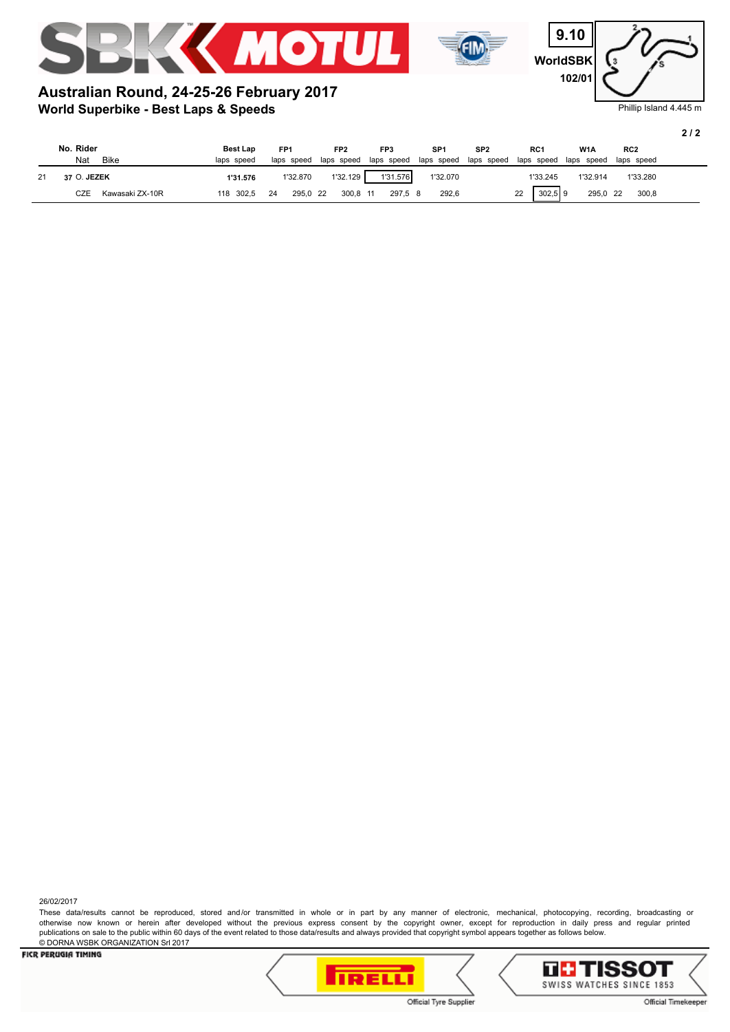9.10

WorldSBK

102/01

Phillip Island 4.445 m

## Australian Round, 24-25-26 February 2017

### World Superbike - Best Laps & Speeds

| | No. Rider | | Best Lap | FP1 | | FP2 | | FP3 | | SP1 | | SP2 | | RC1 | | W1A | | RC2 | |
|---|---|---|---|---|---|---|---|---|---|---|---|---|---|---|---|---|---|---|---|
| | Nat | Bike | laps speed | laps | speed | laps | speed | laps | speed | laps | speed | laps | speed | laps | speed | laps | speed | laps | speed |
| 21 | 37 O. **JEZEK** | | **1'31.576** | | 1'32.870 | | 1'32.129 | | 1'31.576 | | 1'32.070 | | | | 1'33.245 | | 1'32.914 | | 1'33.280 |
| | CZE | Kawasaki ZX-10R | 118 302,5 | 24 | 295,0 | 22 | 300,8 | 11 | 297,5 | 8 | 292,6 | | | 22 | 302,5 | 9 | 295,0 | 22 | 300,8 |

26/02/2017

These data/results cannot be reproduced, stored and/or transmitted in whole or in part by any manner of electronic, mechanical, photocopying, recording, broadcasting or otherwise now known or herein after developed without the previous express consent by the copyright owner, except for reproduction in daily press and regular printed publications on sale to the public within 60 days of the event related to those data/results and always provided that copyright symbol appears together as follows below.

© DORNA WSBK ORGANIZATION Srl 2017

FICR PERUGIA TIMING

Official Tyre Supplier

Official Timekeeper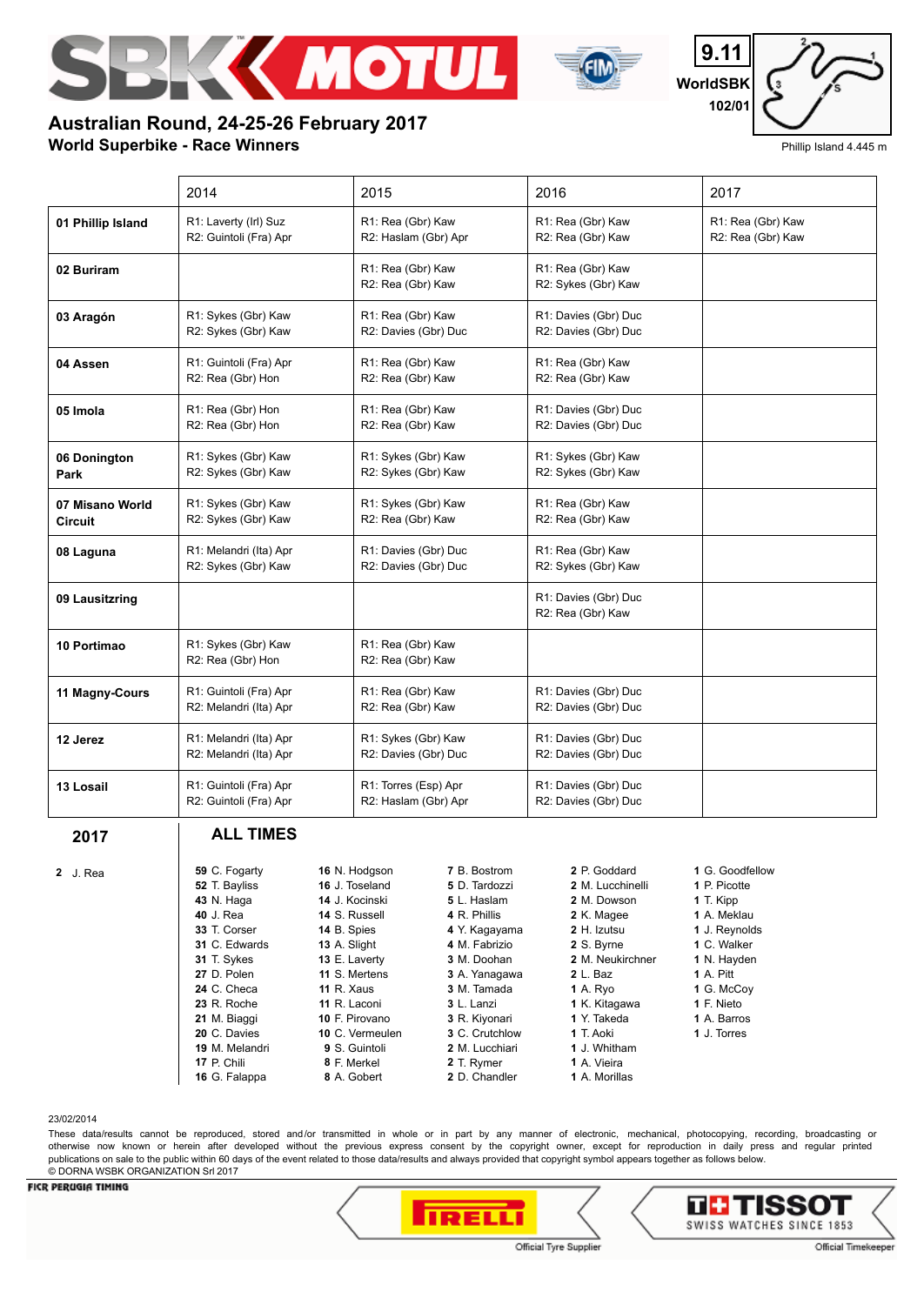# Australian Round, 24-25-26 February 2017

## World Superbike - Race Winners

9.11
WorldSBK
102/01

Phillip Island 4.445 m

| | 2014 | 2015 | 2016 | 2017 |
|---|---|---|---|---|
| **01 Phillip Island** | R1: Laverty (Irl) Suz<br>R2: Guintoli (Fra) Apr | R1: Rea (Gbr) Kaw<br>R2: Haslam (Gbr) Apr | R1: Rea (Gbr) Kaw<br>R2: Rea (Gbr) Kaw | R1: Rea (Gbr) Kaw<br>R2: Rea (Gbr) Kaw |
| **02 Buriram** | | R1: Rea (Gbr) Kaw<br>R2: Rea (Gbr) Kaw | R1: Rea (Gbr) Kaw<br>R2: Sykes (Gbr) Kaw | |
| **03 Aragón** | R1: Sykes (Gbr) Kaw<br>R2: Sykes (Gbr) Kaw | R1: Rea (Gbr) Kaw<br>R2: Davies (Gbr) Duc | R1: Davies (Gbr) Duc<br>R2: Davies (Gbr) Duc | |
| **04 Assen** | R1: Guintoli (Fra) Apr<br>R2: Rea (Gbr) Hon | R1: Rea (Gbr) Kaw<br>R2: Rea (Gbr) Kaw | R1: Rea (Gbr) Kaw<br>R2: Rea (Gbr) Kaw | |
| **05 Imola** | R1: Rea (Gbr) Hon<br>R2: Rea (Gbr) Hon | R1: Rea (Gbr) Kaw<br>R2: Rea (Gbr) Kaw | R1: Davies (Gbr) Duc<br>R2: Davies (Gbr) Duc | |
| **06 Donington Park** | R1: Sykes (Gbr) Kaw<br>R2: Sykes (Gbr) Kaw | R1: Sykes (Gbr) Kaw<br>R2: Sykes (Gbr) Kaw | R1: Sykes (Gbr) Kaw<br>R2: Sykes (Gbr) Kaw | |
| **07 Misano World Circuit** | R1: Sykes (Gbr) Kaw<br>R2: Sykes (Gbr) Kaw | R1: Sykes (Gbr) Kaw<br>R2: Rea (Gbr) Kaw | R1: Rea (Gbr) Kaw<br>R2: Rea (Gbr) Kaw | |
| **08 Laguna** | R1: Melandri (Ita) Apr<br>R2: Sykes (Gbr) Kaw | R1: Davies (Gbr) Duc<br>R2: Davies (Gbr) Duc | R1: Rea (Gbr) Kaw<br>R2: Sykes (Gbr) Kaw | |
| **09 Lausitzring** | | | R1: Davies (Gbr) Duc<br>R2: Rea (Gbr) Kaw | |
| **10 Portimao** | R1: Sykes (Gbr) Kaw<br>R2: Rea (Gbr) Hon | R1: Rea (Gbr) Kaw<br>R2: Rea (Gbr) Kaw | | |
| **11 Magny-Cours** | R1: Guintoli (Fra) Apr<br>R2: Melandri (Ita) Apr | R1: Rea (Gbr) Kaw<br>R2: Rea (Gbr) Kaw | R1: Davies (Gbr) Duc<br>R2: Davies (Gbr) Duc | |
| **12 Jerez** | R1: Melandri (Ita) Apr<br>R2: Melandri (Ita) Apr | R1: Sykes (Gbr) Kaw<br>R2: Davies (Gbr) Duc | R1: Davies (Gbr) Duc<br>R2: Davies (Gbr) Duc | |
| **13 Losail** | R1: Guintoli (Fra) Apr<br>R2: Guintoli (Fra) Apr | R1: Torres (Esp) Apr<br>R2: Haslam (Gbr) Apr | R1: Davies (Gbr) Duc<br>R2: Davies (Gbr) Duc | |

### 2017

**2** J. Rea

### ALL TIMES

**59** C. Fogarty
**52** T. Bayliss
**43** N. Haga
**40** J. Rea
**33** T. Corser
**31** C. Edwards
**31** T. Sykes
**27** D. Polen
**24** C. Checa
**23** R. Roche
**21** M. Biaggi
**20** C. Davies
**19** M. Melandri
**17** P. Chili
**16** G. Falappa
**16** N. Hodgson
**16** J. Toseland
**14** J. Kocinski
**14** S. Russell
**14** B. Spies
**13** A. Slight
**13** E. Laverty
**11** S. Mertens
**11** R. Xaus
**11** R. Laconi
**10** F. Pirovano
**10** C. Vermeulen
**9** S. Guintoli
**8** F. Merkel
**8** A. Gobert
**7** B. Bostrom
**5** D. Tardozzi
**5** L. Haslam
**4** R. Phillis
**4** Y. Kagayama
**4** M. Fabrizio
**3** M. Doohan
**3** A. Yanagawa
**3** M. Tamada
**3** L. Lanzi
**3** R. Kiyonari
**3** C. Crutchlow
**2** M. Lucchiari
**2** T. Rymer
**2** D. Chandler
**2** P. Goddard
**2** M. Lucchinelli
**2** M. Dowson
**2** K. Magee
**2** H. Izutsu
**2** S. Byrne
**2** M. Neukirchner
**2** L. Baz
**1** A. Ryo
**1** K. Kitagawa
**1** Y. Takeda
**1** T. Aoki
**1** J. Whitham
**1** A. Vieira
**1** A. Morillas
**1** G. Goodfellow
**1** P. Picotte
**1** T. Kipp
**1** A. Meklau
**1** J. Reynolds
**1** C. Walker
**1** N. Hayden
**1** A. Pitt
**1** G. McCoy
**1** F. Nieto
**1** A. Barros
**1** J. Torres

23/02/2014

These data/results cannot be reproduced, stored and/or transmitted in whole or in part by any manner of electronic, mechanical, photocopying, recording, broadcasting or otherwise now known or herein after developed without the previous express consent by the copyright owner, except for reproduction in daily press and regular printed publications on sale to the public within 60 days of the event related to those data/results and always provided that copyright symbol appears together as follows below.
© DORNA WSBK ORGANIZATION Srl 2017

FICR PERUGIA TIMING

Official Tyre Supplier

TISSOT SWISS WATCHES SINCE 1853 — Official Timekeeper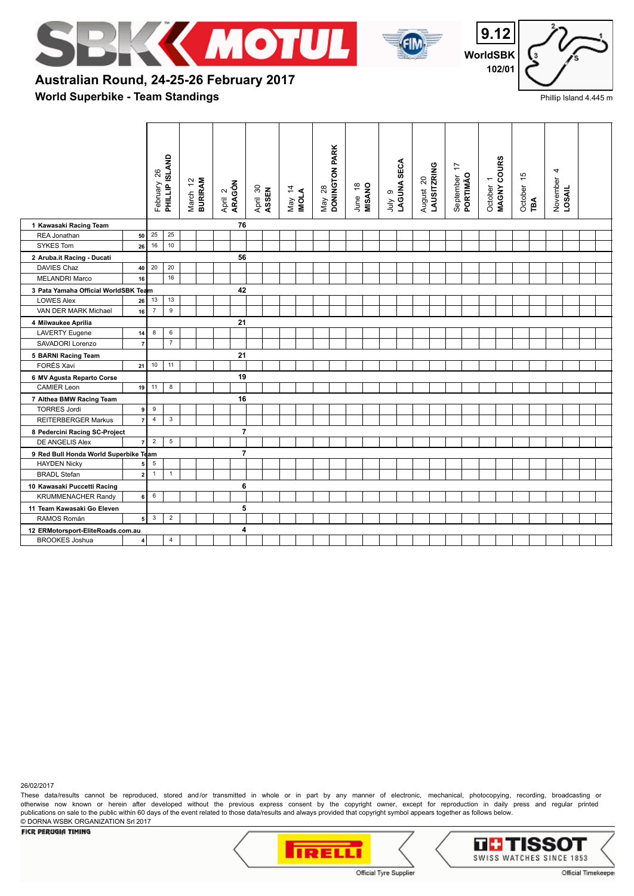# Australian Round, 24-25-26 February 2017

## World Superbike - Team Standings

9.12
WorldSBK
102/01

Phillip Island 4.445 m

| | | February 26 PHILLIP ISLAND | | March 12 BURIRAM | | April 2 ARAGÓN | | April 30 ASSEN | | May 14 IMOLA | | May 28 DONINGTON PARK | | June 18 MISANO | | July 9 LAGUNA SECA | | August 20 LAUSITZRING | | September 17 PORTIMÃO | | October 1 MAGNY COURS | | October 15 TBA | | November 4 LOSAIL | |
|---|---|---|---|---|---|---|---|---|---|---|---|---|---|---|---|---|---|---|---|---|---|---|---|---|---|---|---|
| 1 Kawasaki Racing Team | 76 | | | | | | | | | | | | | | | | | | | | | | | | | | |
| REA Jonathan | 50 | 25 | 25 | | | | | | | | | | | | | | | | | | | | | | | | |
| SYKES Tom | 26 | 16 | 10 | | | | | | | | | | | | | | | | | | | | | | | | |
| 2 Aruba.it Racing - Ducati | 56 | | | | | | | | | | | | | | | | | | | | | | | | | | |
| DAVIES Chaz | 40 | 20 | 20 | | | | | | | | | | | | | | | | | | | | | | | | |
| MELANDRI Marco | 16 | | 16 | | | | | | | | | | | | | | | | | | | | | | | | |
| 3 Pata Yamaha Official WorldSBK Team | 42 | | | | | | | | | | | | | | | | | | | | | | | | | | |
| LOWES Alex | 26 | 13 | 13 | | | | | | | | | | | | | | | | | | | | | | | | |
| VAN DER MARK Michael | 16 | 7 | 9 | | | | | | | | | | | | | | | | | | | | | | | | |
| 4 Milwaukee Aprilia | 21 | | | | | | | | | | | | | | | | | | | | | | | | | | |
| LAVERTY Eugene | 14 | 8 | 6 | | | | | | | | | | | | | | | | | | | | | | | | |
| SAVADORI Lorenzo | 7 | | 7 | | | | | | | | | | | | | | | | | | | | | | | | |
| 5 BARNI Racing Team | 21 | | | | | | | | | | | | | | | | | | | | | | | | | | |
| FORÉS Xavi | 21 | 10 | 11 | | | | | | | | | | | | | | | | | | | | | | | | |
| 6 MV Agusta Reparto Corse | 19 | | | | | | | | | | | | | | | | | | | | | | | | | | |
| CAMIER Leon | 19 | 11 | 8 | | | | | | | | | | | | | | | | | | | | | | | | |
| 7 Althea BMW Racing Team | 16 | | | | | | | | | | | | | | | | | | | | | | | | | | |
| TORRES Jordi | 9 | 9 | | | | | | | | | | | | | | | | | | | | | | | | | |
| REITERBERGER Markus | 7 | 4 | 3 | | | | | | | | | | | | | | | | | | | | | | | | |
| 8 Pedercini Racing SC-Project | 7 | | | | | | | | | | | | | | | | | | | | | | | | | | |
| DE ANGELIS Alex | 7 | 2 | 5 | | | | | | | | | | | | | | | | | | | | | | | | |
| 9 Red Bull Honda World Superbike Team | 7 | | | | | | | | | | | | | | | | | | | | | | | | | | |
| HAYDEN Nicky | 5 | 5 | | | | | | | | | | | | | | | | | | | | | | | | | |
| BRADL Stefan | 2 | 1 | 1 | | | | | | | | | | | | | | | | | | | | | | | | |
| 10 Kawasaki Puccetti Racing | 6 | | | | | | | | | | | | | | | | | | | | | | | | | | |
| KRUMMENACHER Randy | 6 | 6 | | | | | | | | | | | | | | | | | | | | | | | | | |
| 11 Team Kawasaki Go Eleven | 5 | | | | | | | | | | | | | | | | | | | | | | | | | | |
| RAMOS Román | 5 | 3 | 2 | | | | | | | | | | | | | | | | | | | | | | | | |
| 12 ERMotorsport-EliteRoads.com.au | 4 | | | | | | | | | | | | | | | | | | | | | | | | | | |
| BROOKES Joshua | 4 | | 4 | | | | | | | | | | | | | | | | | | | | | | | | |

26/02/2017

These data/results cannot be reproduced, stored and/or transmitted in whole or in part by any manner of electronic, mechanical, photocopying, recording, broadcasting or otherwise now known or herein after developed without the previous express consent by the copyright owner, except for reproduction in daily press and regular printed publications on sale to the public within 60 days of the event related to those data/results and always provided that copyright symbol appears together as follows below.
© DORNA WSBK ORGANIZATION Srl 2017

FICR PERUGIA TIMING

Official Tyre Supplier

TISSOT SWISS WATCHES SINCE 1853 — Official Timekeeper